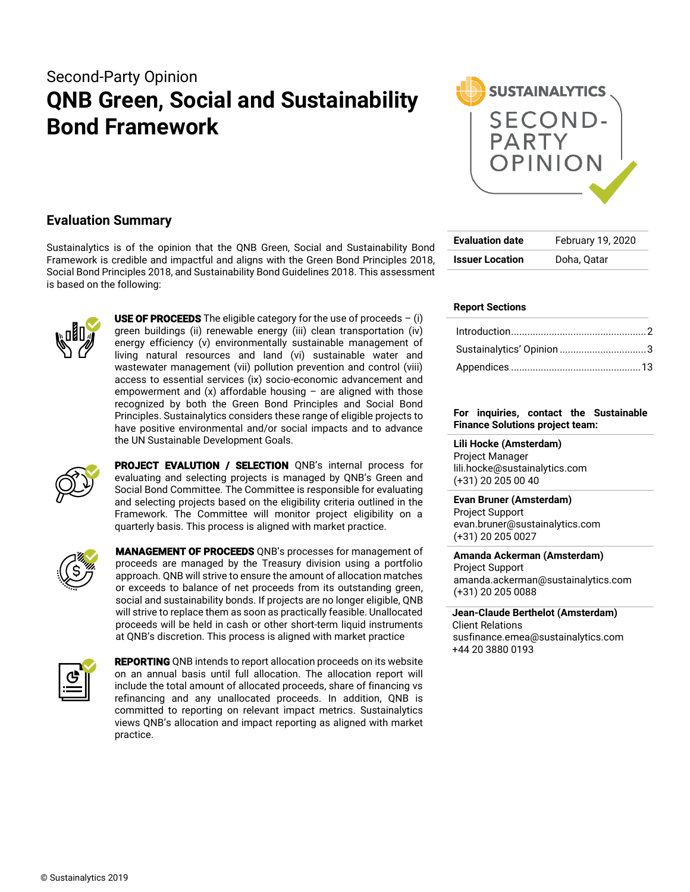Second-Party Opinion

# QNB Green, Social and Sustainability Bond Framework

## Evaluation Summary

Sustainalytics is of the opinion that the QNB Green, Social and Sustainability Bond Framework is credible and impactful and aligns with the Green Bond Principles 2018, Social Bond Principles 2018, and Sustainability Bond Guidelines 2018. This assessment is based on the following:

**USE OF PROCEEDS** The eligible category for the use of proceeds – (i) green buildings (ii) renewable energy (iii) clean transportation (iv) energy efficiency (v) environmentally sustainable management of living natural resources and land (vi) sustainable water and wastewater management (vii) pollution prevention and control (viii) access to essential services (ix) socio-economic advancement and empowerment and (x) affordable housing – are aligned with those recognized by both the Green Bond Principles and Social Bond Principles. Sustainalytics considers these range of eligible projects to have positive environmental and/or social impacts and to advance the UN Sustainable Development Goals.

**PROJECT EVALUTION / SELECTION** QNB's internal process for evaluating and selecting projects is managed by QNB's Green and Social Bond Committee. The Committee is responsible for evaluating and selecting projects based on the eligibility criteria outlined in the Framework. The Committee will monitor project eligibility on a quarterly basis. This process is aligned with market practice.

**MANAGEMENT OF PROCEEDS** QNB's processes for management of proceeds are managed by the Treasury division using a portfolio approach. QNB will strive to ensure the amount of allocation matches or exceeds to balance of net proceeds from its outstanding green, social and sustainability bonds. If projects are no longer eligible, QNB will strive to replace them as soon as practically feasible. Unallocated proceeds will be held in cash or other short-term liquid instruments at QNB's discretion. This process is aligned with market practice

**REPORTING** QNB intends to report allocation proceeds on its website on an annual basis until full allocation. The allocation report will include the total amount of allocated proceeds, share of financing vs refinancing and any unallocated proceeds. In addition, QNB is committed to reporting on relevant impact metrics. Sustainalytics views QNB's allocation and impact reporting as aligned with market practice.

| | |
|---|---|
| **Evaluation date** | February 19, 2020 |
| **Issuer Location** | Doha, Qatar |

**Report Sections**

- Introduction.....2
- Sustainalytics' Opinion.....3
- Appendices.....13

**For inquiries, contact the Sustainable Finance Solutions project team:**

**Lili Hocke (Amsterdam)**
Project Manager
lili.hocke@sustainalytics.com
(+31) 20 205 00 40

**Evan Bruner (Amsterdam)**
Project Support
evan.bruner@sustainalytics.com
(+31) 20 205 0027

**Amanda Ackerman (Amsterdam)**
Project Support
amanda.ackerman@sustainalytics.com
(+31) 20 205 0088

**Jean-Claude Berthelot (Amsterdam)**
Client Relations
susfinance.emea@sustainalytics.com
+44 20 3880 0193

© Sustainalytics 2019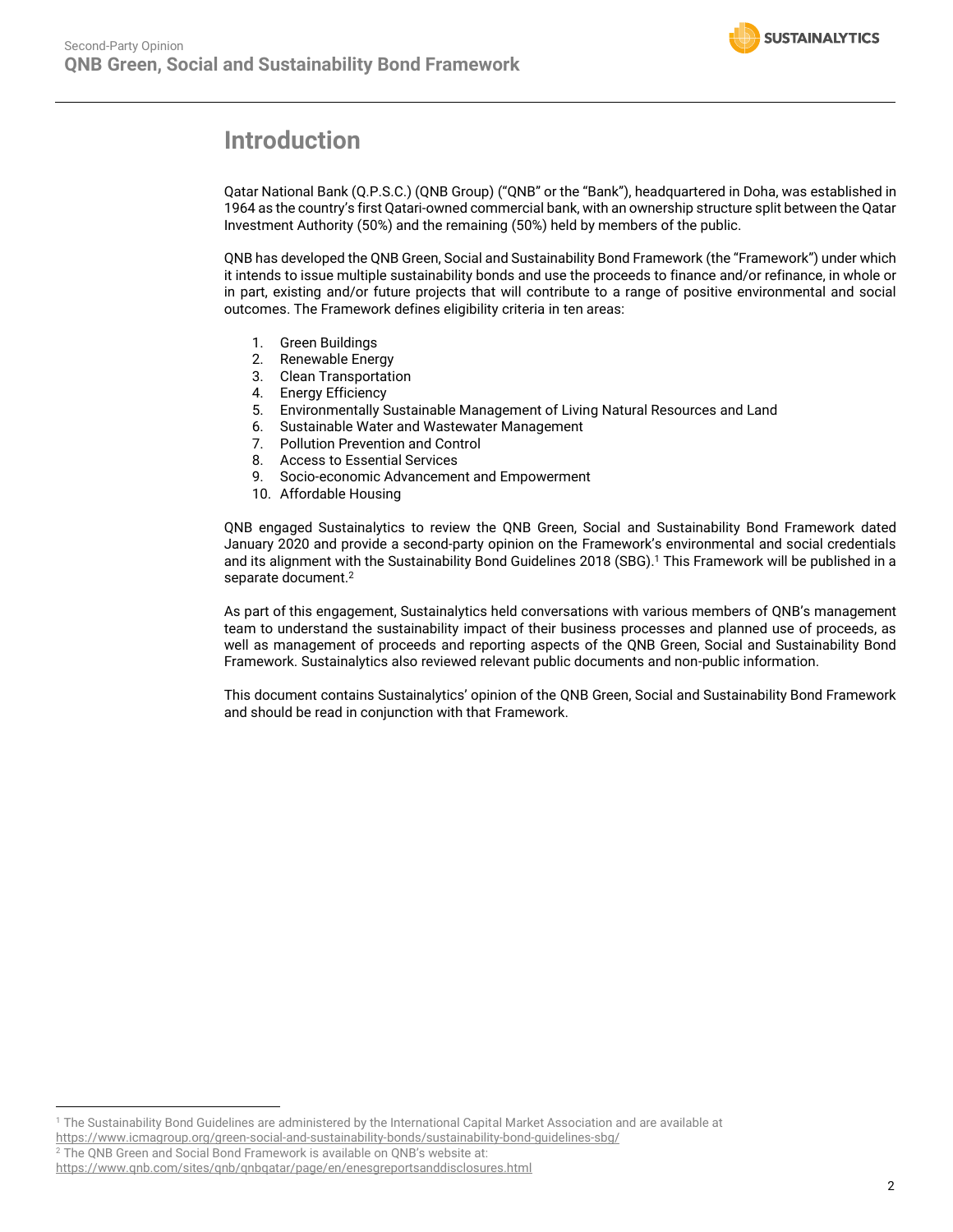# Introduction

Qatar National Bank (Q.P.S.C.) (QNB Group) ("QNB" or the "Bank"), headquartered in Doha, was established in 1964 as the country's first Qatari-owned commercial bank, with an ownership structure split between the Qatar Investment Authority (50%) and the remaining (50%) held by members of the public.

QNB has developed the QNB Green, Social and Sustainability Bond Framework (the "Framework") under which it intends to issue multiple sustainability bonds and use the proceeds to finance and/or refinance, in whole or in part, existing and/or future projects that will contribute to a range of positive environmental and social outcomes. The Framework defines eligibility criteria in ten areas:

1. Green Buildings
2. Renewable Energy
3. Clean Transportation
4. Energy Efficiency
5. Environmentally Sustainable Management of Living Natural Resources and Land
6. Sustainable Water and Wastewater Management
7. Pollution Prevention and Control
8. Access to Essential Services
9. Socio-economic Advancement and Empowerment
10. Affordable Housing

QNB engaged Sustainalytics to review the QNB Green, Social and Sustainability Bond Framework dated January 2020 and provide a second-party opinion on the Framework's environmental and social credentials and its alignment with the Sustainability Bond Guidelines 2018 (SBG).[1] This Framework will be published in a separate document.[2]

As part of this engagement, Sustainalytics held conversations with various members of QNB's management team to understand the sustainability impact of their business processes and planned use of proceeds, as well as management of proceeds and reporting aspects of the QNB Green, Social and Sustainability Bond Framework. Sustainalytics also reviewed relevant public documents and non-public information.

This document contains Sustainalytics' opinion of the QNB Green, Social and Sustainability Bond Framework and should be read in conjunction with that Framework.

---

[1] The Sustainability Bond Guidelines are administered by the International Capital Market Association and are available at https://www.icmagroup.org/green-social-and-sustainability-bonds/sustainability-bond-guidelines-sbg/

[2] The QNB Green and Social Bond Framework is available on QNB's website at: https://www.qnb.com/sites/qnb/qnbqatar/page/en/enesgreportsanddisclosures.html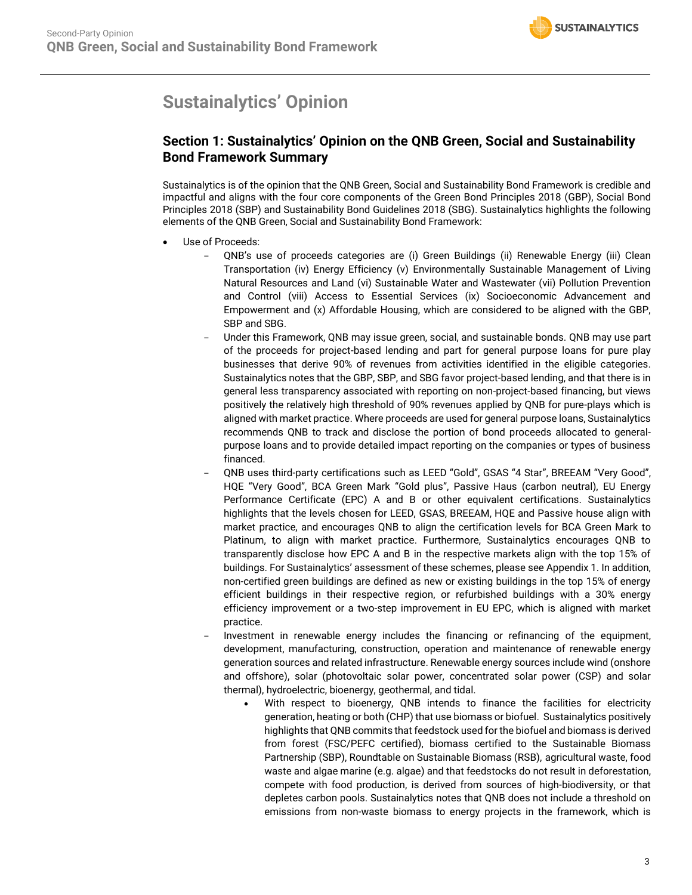# Sustainalytics' Opinion

## Section 1: Sustainalytics' Opinion on the QNB Green, Social and Sustainability Bond Framework Summary

Sustainalytics is of the opinion that the QNB Green, Social and Sustainability Bond Framework is credible and impactful and aligns with the four core components of the Green Bond Principles 2018 (GBP), Social Bond Principles 2018 (SBP) and Sustainability Bond Guidelines 2018 (SBG). Sustainalytics highlights the following elements of the QNB Green, Social and Sustainability Bond Framework:

- Use of Proceeds:
  - QNB's use of proceeds categories are (i) Green Buildings (ii) Renewable Energy (iii) Clean Transportation (iv) Energy Efficiency (v) Environmentally Sustainable Management of Living Natural Resources and Land (vi) Sustainable Water and Wastewater (vii) Pollution Prevention and Control (viii) Access to Essential Services (ix) Socioeconomic Advancement and Empowerment and (x) Affordable Housing, which are considered to be aligned with the GBP, SBP and SBG.
  - Under this Framework, QNB may issue green, social, and sustainable bonds. QNB may use part of the proceeds for project-based lending and part for general purpose loans for pure play businesses that derive 90% of revenues from activities identified in the eligible categories. Sustainalytics notes that the GBP, SBP, and SBG favor project-based lending, and that there is in general less transparency associated with reporting on non-project-based financing, but views positively the relatively high threshold of 90% revenues applied by QNB for pure-plays which is aligned with market practice. Where proceeds are used for general purpose loans, Sustainalytics recommends QNB to track and disclose the portion of bond proceeds allocated to general-purpose loans and to provide detailed impact reporting on the companies or types of business financed.
  - QNB uses third-party certifications such as LEED "Gold", GSAS "4 Star", BREEAM "Very Good", HQE "Very Good", BCA Green Mark "Gold plus", Passive Haus (carbon neutral), EU Energy Performance Certificate (EPC) A and B or other equivalent certifications. Sustainalytics highlights that the levels chosen for LEED, GSAS, BREEAM, HQE and Passive house align with market practice, and encourages QNB to align the certification levels for BCA Green Mark to Platinum, to align with market practice. Furthermore, Sustainalytics encourages QNB to transparently disclose how EPC A and B in the respective markets align with the top 15% of buildings. For Sustainalytics' assessment of these schemes, please see Appendix 1. In addition, non-certified green buildings are defined as new or existing buildings in the top 15% of energy efficient buildings in their respective region, or refurbished buildings with a 30% energy efficiency improvement or a two-step improvement in EU EPC, which is aligned with market practice.
  - Investment in renewable energy includes the financing or refinancing of the equipment, development, manufacturing, construction, operation and maintenance of renewable energy generation sources and related infrastructure. Renewable energy sources include wind (onshore and offshore), solar (photovoltaic solar power, concentrated solar power (CSP) and solar thermal), hydroelectric, bioenergy, geothermal, and tidal.
    - With respect to bioenergy, QNB intends to finance the facilities for electricity generation, heating or both (CHP) that use biomass or biofuel. Sustainalytics positively highlights that QNB commits that feedstock used for the biofuel and biomass is derived from forest (FSC/PEFC certified), biomass certified to the Sustainable Biomass Partnership (SBP), Roundtable on Sustainable Biomass (RSB), agricultural waste, food waste and algae marine (e.g. algae) and that feedstocks do not result in deforestation, compete with food production, is derived from sources of high-biodiversity, or that depletes carbon pools. Sustainalytics notes that QNB does not include a threshold on emissions from non-waste biomass to energy projects in the framework, which is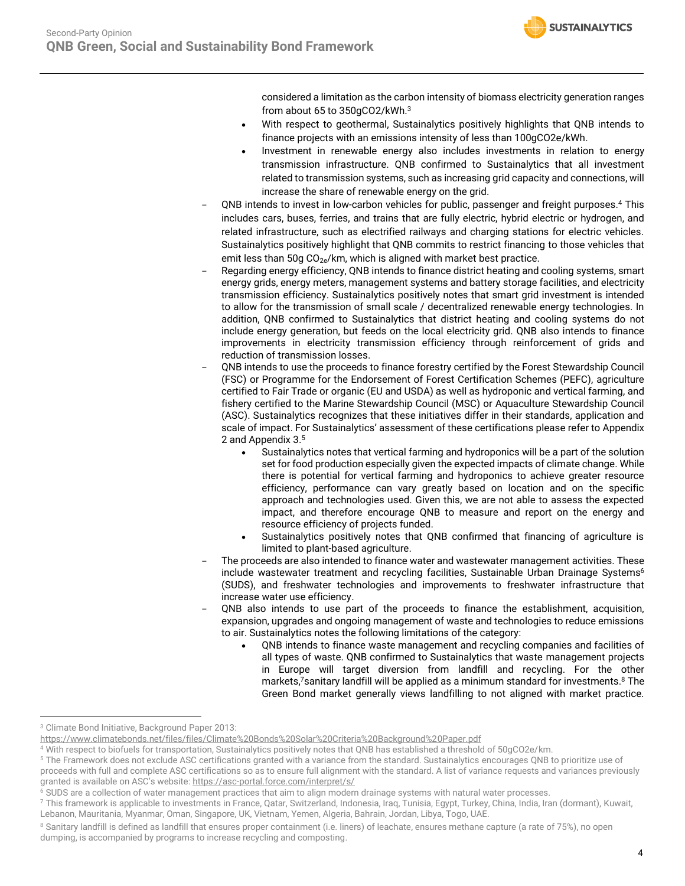considered a limitation as the carbon intensity of biomass electricity generation ranges from about 65 to 350gCO2/kWh.[3]

  - With respect to geothermal, Sustainalytics positively highlights that QNB intends to finance projects with an emissions intensity of less than 100gCO2e/kWh.
  - Investment in renewable energy also includes investments in relation to energy transmission infrastructure. QNB confirmed to Sustainalytics that all investment related to transmission systems, such as increasing grid capacity and connections, will increase the share of renewable energy on the grid.

- QNB intends to invest in low-carbon vehicles for public, passenger and freight purposes.[4] This includes cars, buses, ferries, and trains that are fully electric, hybrid electric or hydrogen, and related infrastructure, such as electrified railways and charging stations for electric vehicles. Sustainalytics positively highlight that QNB commits to restrict financing to those vehicles that emit less than 50g $CO_{2e}$/km, which is aligned with market best practice.
- Regarding energy efficiency, QNB intends to finance district heating and cooling systems, smart energy grids, energy meters, management systems and battery storage facilities, and electricity transmission efficiency. Sustainalytics positively notes that smart grid investment is intended to allow for the transmission of small scale / decentralized renewable energy technologies. In addition, QNB confirmed to Sustainalytics that district heating and cooling systems do not include energy generation, but feeds on the local electricity grid. QNB also intends to finance improvements in electricity transmission efficiency through reinforcement of grids and reduction of transmission losses.
- QNB intends to use the proceeds to finance forestry certified by the Forest Stewardship Council (FSC) or Programme for the Endorsement of Forest Certification Schemes (PEFC), agriculture certified to Fair Trade or organic (EU and USDA) as well as hydroponic and vertical farming, and fishery certified to the Marine Stewardship Council (MSC) or Aquaculture Stewardship Council (ASC). Sustainalytics recognizes that these initiatives differ in their standards, application and scale of impact. For Sustainalytics' assessment of these certifications please refer to Appendix 2 and Appendix 3.[5]
  - Sustainalytics notes that vertical farming and hydroponics will be a part of the solution set for food production especially given the expected impacts of climate change. While there is potential for vertical farming and hydroponics to achieve greater resource efficiency, performance can vary greatly based on location and on the specific approach and technologies used. Given this, we are not able to assess the expected impact, and therefore encourage QNB to measure and report on the energy and resource efficiency of projects funded.
  - Sustainalytics positively notes that QNB confirmed that financing of agriculture is limited to plant-based agriculture.
- The proceeds are also intended to finance water and wastewater management activities. These include wastewater treatment and recycling facilities, Sustainable Urban Drainage Systems[6] (SUDS), and freshwater technologies and improvements to freshwater infrastructure that increase water use efficiency.
- QNB also intends to use part of the proceeds to finance the establishment, acquisition, expansion, upgrades and ongoing management of waste and technologies to reduce emissions to air. Sustainalytics notes the following limitations of the category:
  - QNB intends to finance waste management and recycling companies and facilities of all types of waste. QNB confirmed to Sustainalytics that waste management projects in Europe will target diversion from landfill and recycling. For the other markets,[7] sanitary landfill will be applied as a minimum standard for investments.[8] The Green Bond market generally views landfilling to not aligned with market practice.

---

[3] Climate Bond Initiative, Background Paper 2013: https://www.climatebonds.net/files/files/Climate%20Bonds%20Solar%20Criteria%20Background%20Paper.pdf

[4] With respect to biofuels for transportation, Sustainalytics positively notes that QNB has established a threshold of 50gCO2e/km.

[5] The Framework does not exclude ASC certifications granted with a variance from the standard. Sustainalytics encourages QNB to prioritize use of proceeds with full and complete ASC certifications so as to ensure full alignment with the standard. A list of variance requests and variances previously granted is available on ASC's website: https://asc-portal.force.com/interpret/s/

[6] SUDS are a collection of water management practices that aim to align modern drainage systems with natural water processes.

[7] This framework is applicable to investments in France, Qatar, Switzerland, Indonesia, Iraq, Tunisia, Egypt, Turkey, China, India, Iran (dormant), Kuwait, Lebanon, Mauritania, Myanmar, Oman, Singapore, UK, Vietnam, Yemen, Algeria, Bahrain, Jordan, Libya, Togo, UAE.

[8] Sanitary landfill is defined as landfill that ensures proper containment (i.e. liners) of leachate, ensures methane capture (a rate of 75%), no open dumping, is accompanied by programs to increase recycling and composting.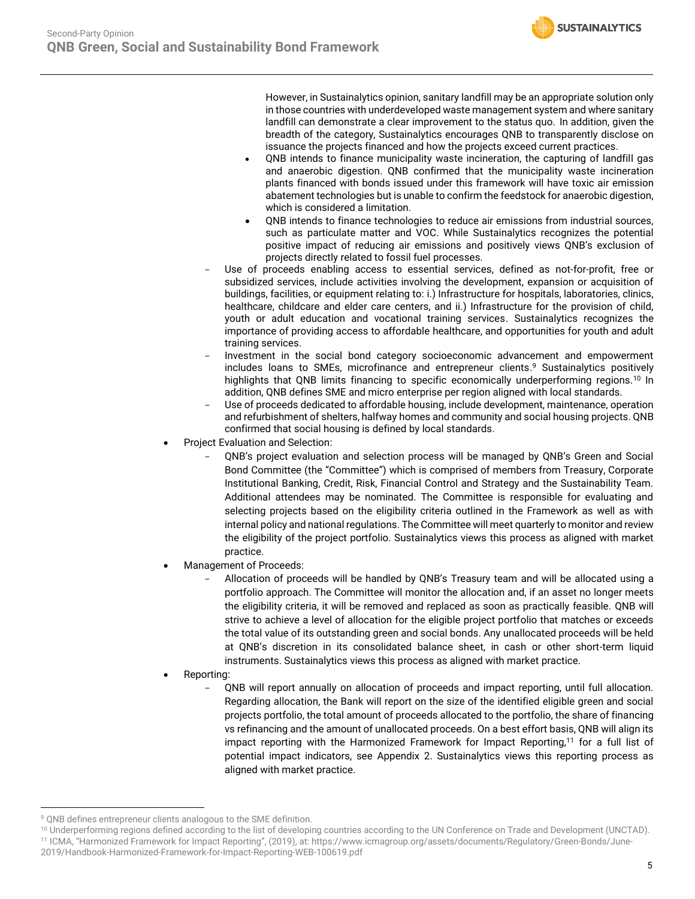However, in Sustainalytics opinion, sanitary landfill may be an appropriate solution only in those countries with underdeveloped waste management system and where sanitary landfill can demonstrate a clear improvement to the status quo. In addition, given the breadth of the category, Sustainalytics encourages QNB to transparently disclose on issuance the projects financed and how the projects exceed current practices.

- QNB intends to finance municipality waste incineration, the capturing of landfill gas and anaerobic digestion. QNB confirmed that the municipality waste incineration plants financed with bonds issued under this framework will have toxic air emission abatement technologies but is unable to confirm the feedstock for anaerobic digestion, which is considered a limitation.
- QNB intends to finance technologies to reduce air emissions from industrial sources, such as particulate matter and VOC. While Sustainalytics recognizes the potential positive impact of reducing air emissions and positively views QNB's exclusion of projects directly related to fossil fuel processes.

- Use of proceeds enabling access to essential services, defined as not-for-profit, free or subsidized services, include activities involving the development, expansion or acquisition of buildings, facilities, or equipment relating to: i.) Infrastructure for hospitals, laboratories, clinics, healthcare, childcare and elder care centers, and ii.) Infrastructure for the provision of child, youth or adult education and vocational training services. Sustainalytics recognizes the importance of providing access to affordable healthcare, and opportunities for youth and adult training services.
- Investment in the social bond category socioeconomic advancement and empowerment includes loans to SMEs, microfinance and entrepreneur clients.[9] Sustainalytics positively highlights that QNB limits financing to specific economically underperforming regions.[10] In addition, QNB defines SME and micro enterprise per region aligned with local standards.
- Use of proceeds dedicated to affordable housing, include development, maintenance, operation and refurbishment of shelters, halfway homes and community and social housing projects. QNB confirmed that social housing is defined by local standards.

- Project Evaluation and Selection:
  - QNB's project evaluation and selection process will be managed by QNB's Green and Social Bond Committee (the "Committee") which is comprised of members from Treasury, Corporate Institutional Banking, Credit, Risk, Financial Control and Strategy and the Sustainability Team. Additional attendees may be nominated. The Committee is responsible for evaluating and selecting projects based on the eligibility criteria outlined in the Framework as well as with internal policy and national regulations. The Committee will meet quarterly to monitor and review the eligibility of the project portfolio. Sustainalytics views this process as aligned with market practice.
- Management of Proceeds:
  - Allocation of proceeds will be handled by QNB's Treasury team and will be allocated using a portfolio approach. The Committee will monitor the allocation and, if an asset no longer meets the eligibility criteria, it will be removed and replaced as soon as practically feasible. QNB will strive to achieve a level of allocation for the eligible project portfolio that matches or exceeds the total value of its outstanding green and social bonds. Any unallocated proceeds will be held at QNB's discretion in its consolidated balance sheet, in cash or other short-term liquid instruments. Sustainalytics views this process as aligned with market practice.
- Reporting:
  - QNB will report annually on allocation of proceeds and impact reporting, until full allocation. Regarding allocation, the Bank will report on the size of the identified eligible green and social projects portfolio, the total amount of proceeds allocated to the portfolio, the share of financing vs refinancing and the amount of unallocated proceeds. On a best effort basis, QNB will align its impact reporting with the Harmonized Framework for Impact Reporting,[11] for a full list of potential impact indicators, see Appendix 2. Sustainalytics views this reporting process as aligned with market practice.

---

[9] QNB defines entrepreneur clients analogous to the SME definition.

[10] Underperforming regions defined according to the list of developing countries according to the UN Conference on Trade and Development (UNCTAD).

[11] ICMA, "Harmonized Framework for Impact Reporting", (2019), at: https://www.icmagroup.org/assets/documents/Regulatory/Green-Bonds/June-2019/Handbook-Harmonized-Framework-for-Impact-Reporting-WEB-100619.pdf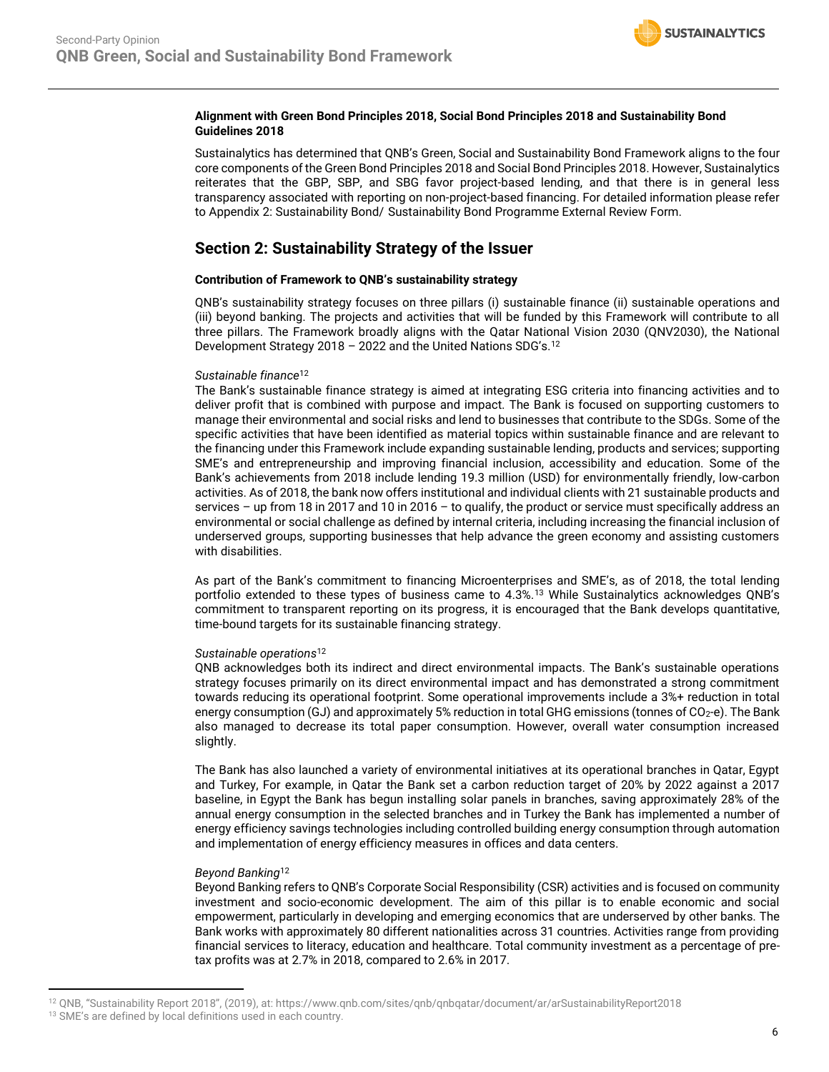**Alignment with Green Bond Principles 2018, Social Bond Principles 2018 and Sustainability Bond Guidelines 2018**

Sustainalytics has determined that QNB's Green, Social and Sustainability Bond Framework aligns to the four core components of the Green Bond Principles 2018 and Social Bond Principles 2018. However, Sustainalytics reiterates that the GBP, SBP, and SBG favor project-based lending, and that there is in general less transparency associated with reporting on non-project-based financing. For detailed information please refer to Appendix 2: Sustainability Bond/ Sustainability Bond Programme External Review Form.

## Section 2: Sustainability Strategy of the Issuer

**Contribution of Framework to QNB's sustainability strategy**

QNB's sustainability strategy focuses on three pillars (i) sustainable finance (ii) sustainable operations and (iii) beyond banking. The projects and activities that will be funded by this Framework will contribute to all three pillars. The Framework broadly aligns with the Qatar National Vision 2030 (QNV2030), the National Development Strategy 2018 – 2022 and the United Nations SDG's.[12]

*Sustainable finance*[12]

The Bank's sustainable finance strategy is aimed at integrating ESG criteria into financing activities and to deliver profit that is combined with purpose and impact. The Bank is focused on supporting customers to manage their environmental and social risks and lend to businesses that contribute to the SDGs. Some of the specific activities that have been identified as material topics within sustainable finance and are relevant to the financing under this Framework include expanding sustainable lending, products and services; supporting SME's and entrepreneurship and improving financial inclusion, accessibility and education. Some of the Bank's achievements from 2018 include lending 19.3 million (USD) for environmentally friendly, low-carbon activities. As of 2018, the bank now offers institutional and individual clients with 21 sustainable products and services – up from 18 in 2017 and 10 in 2016 – to qualify, the product or service must specifically address an environmental or social challenge as defined by internal criteria, including increasing the financial inclusion of underserved groups, supporting businesses that help advance the green economy and assisting customers with disabilities.

As part of the Bank's commitment to financing Microenterprises and SME's, as of 2018, the total lending portfolio extended to these types of business came to 4.3%.[13] While Sustainalytics acknowledges QNB's commitment to transparent reporting on its progress, it is encouraged that the Bank develops quantitative, time-bound targets for its sustainable financing strategy.

*Sustainable operations*[12]

QNB acknowledges both its indirect and direct environmental impacts. The Bank's sustainable operations strategy focuses primarily on its direct environmental impact and has demonstrated a strong commitment towards reducing its operational footprint. Some operational improvements include a 3%+ reduction in total energy consumption (GJ) and approximately 5% reduction in total GHG emissions (tonnes of $CO_2$-e). The Bank also managed to decrease its total paper consumption. However, overall water consumption increased slightly.

The Bank has also launched a variety of environmental initiatives at its operational branches in Qatar, Egypt and Turkey, For example, in Qatar the Bank set a carbon reduction target of 20% by 2022 against a 2017 baseline, in Egypt the Bank has begun installing solar panels in branches, saving approximately 28% of the annual energy consumption in the selected branches and in Turkey the Bank has implemented a number of energy efficiency savings technologies including controlled building energy consumption through automation and implementation of energy efficiency measures in offices and data centers.

*Beyond Banking*[12]

Beyond Banking refers to QNB's Corporate Social Responsibility (CSR) activities and is focused on community investment and socio-economic development. The aim of this pillar is to enable economic and social empowerment, particularly in developing and emerging economics that are underserved by other banks. The Bank works with approximately 80 different nationalities across 31 countries. Activities range from providing financial services to literacy, education and healthcare. Total community investment as a percentage of pre-tax profits was at 2.7% in 2018, compared to 2.6% in 2017.

---

[12] QNB, "Sustainability Report 2018", (2019), at: https://www.qnb.com/sites/qnb/qnbqatar/document/ar/arSustainabilityReport2018

[13] SME's are defined by local definitions used in each country.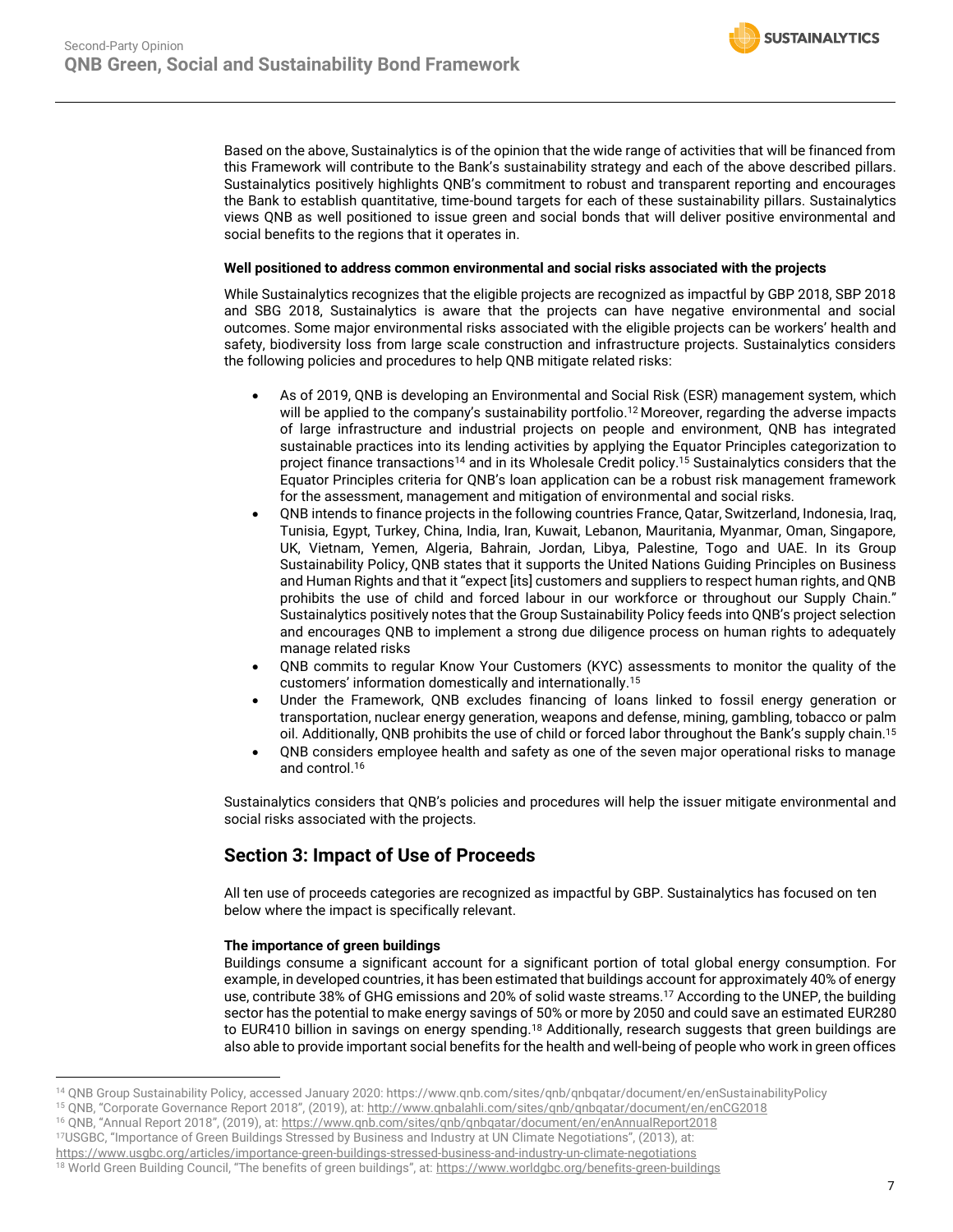Based on the above, Sustainalytics is of the opinion that the wide range of activities that will be financed from this Framework will contribute to the Bank's sustainability strategy and each of the above described pillars. Sustainalytics positively highlights QNB's commitment to robust and transparent reporting and encourages the Bank to establish quantitative, time-bound targets for each of these sustainability pillars. Sustainalytics views QNB as well positioned to issue green and social bonds that will deliver positive environmental and social benefits to the regions that it operates in.

**Well positioned to address common environmental and social risks associated with the projects**

While Sustainalytics recognizes that the eligible projects are recognized as impactful by GBP 2018, SBP 2018 and SBG 2018, Sustainalytics is aware that the projects can have negative environmental and social outcomes. Some major environmental risks associated with the eligible projects can be workers' health and safety, biodiversity loss from large scale construction and infrastructure projects. Sustainalytics considers the following policies and procedures to help QNB mitigate related risks:

- As of 2019, QNB is developing an Environmental and Social Risk (ESR) management system, which will be applied to the company's sustainability portfolio.[12] Moreover, regarding the adverse impacts of large infrastructure and industrial projects on people and environment, QNB has integrated sustainable practices into its lending activities by applying the Equator Principles categorization to project finance transactions[14] and in its Wholesale Credit policy.[15] Sustainalytics considers that the Equator Principles criteria for QNB's loan application can be a robust risk management framework for the assessment, management and mitigation of environmental and social risks.
- QNB intends to finance projects in the following countries France, Qatar, Switzerland, Indonesia, Iraq, Tunisia, Egypt, Turkey, China, India, Iran, Kuwait, Lebanon, Mauritania, Myanmar, Oman, Singapore, UK, Vietnam, Yemen, Algeria, Bahrain, Jordan, Libya, Palestine, Togo and UAE. In its Group Sustainability Policy, QNB states that it supports the United Nations Guiding Principles on Business and Human Rights and that it "expect [its] customers and suppliers to respect human rights, and QNB prohibits the use of child and forced labour in our workforce or throughout our Supply Chain." Sustainalytics positively notes that the Group Sustainability Policy feeds into QNB's project selection and encourages QNB to implement a strong due diligence process on human rights to adequately manage related risks
- QNB commits to regular Know Your Customers (KYC) assessments to monitor the quality of the customers' information domestically and internationally.[15]
- Under the Framework, QNB excludes financing of loans linked to fossil energy generation or transportation, nuclear energy generation, weapons and defense, mining, gambling, tobacco or palm oil. Additionally, QNB prohibits the use of child or forced labor throughout the Bank's supply chain.[15]
- QNB considers employee health and safety as one of the seven major operational risks to manage and control.[16]

Sustainalytics considers that QNB's policies and procedures will help the issuer mitigate environmental and social risks associated with the projects.

## Section 3: Impact of Use of Proceeds

All ten use of proceeds categories are recognized as impactful by GBP. Sustainalytics has focused on ten below where the impact is specifically relevant.

**The importance of green buildings**

Buildings consume a significant account for a significant portion of total global energy consumption. For example, in developed countries, it has been estimated that buildings account for approximately 40% of energy use, contribute 38% of GHG emissions and 20% of solid waste streams.[17] According to the UNEP, the building sector has the potential to make energy savings of 50% or more by 2050 and could save an estimated EUR280 to EUR410 billion in savings on energy spending.[18] Additionally, research suggests that green buildings are also able to provide important social benefits for the health and well-being of people who work in green offices

---

[14] QNB Group Sustainability Policy, accessed January 2020: https://www.qnb.com/sites/qnb/qnbqatar/document/en/enSustainabilityPolicy

[15] QNB, "Corporate Governance Report 2018", (2019), at: http://www.qnbalahli.com/sites/qnb/qnbqatar/document/en/enCG2018

[16] QNB, "Annual Report 2018", (2019), at: https://www.qnb.com/sites/qnb/qnbqatar/document/en/enAnnualReport2018

[17] USGBC, "Importance of Green Buildings Stressed by Business and Industry at UN Climate Negotiations", (2013), at: https://www.usgbc.org/articles/importance-green-buildings-stressed-business-and-industry-un-climate-negotiations

[18] World Green Building Council, "The benefits of green buildings", at: https://www.worldgbc.org/benefits-green-buildings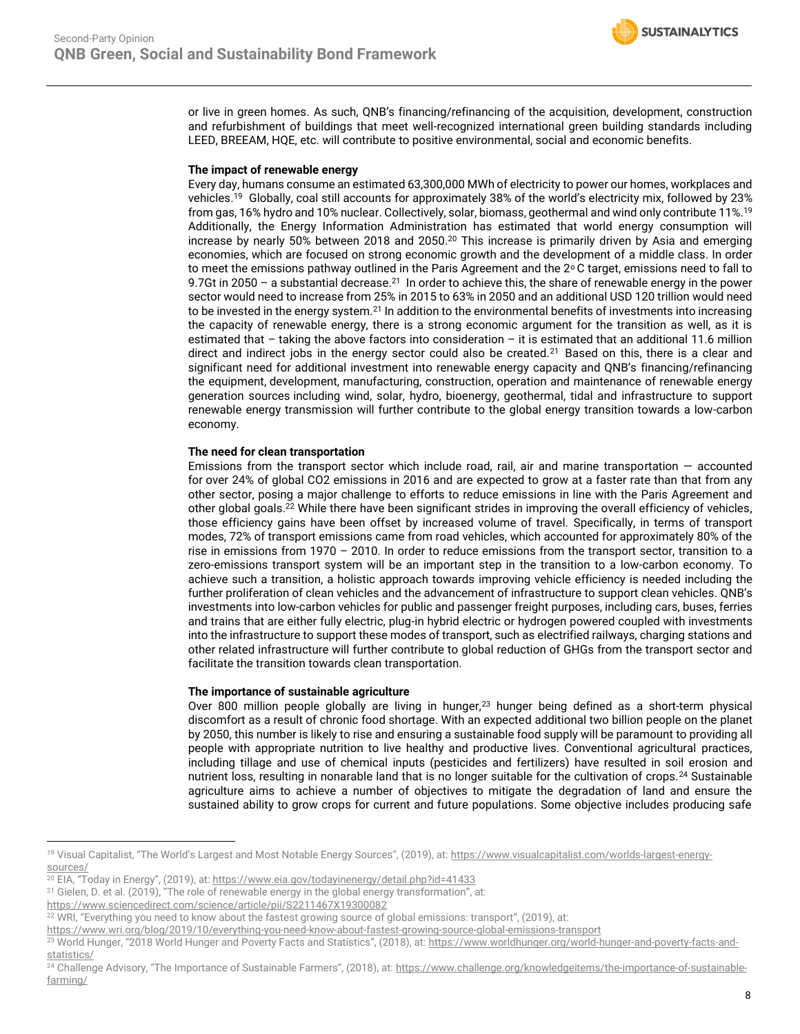or live in green homes. As such, QNB's financing/refinancing of the acquisition, development, construction and refurbishment of buildings that meet well-recognized international green building standards including LEED, BREEAM, HQE, etc. will contribute to positive environmental, social and economic benefits.

**The impact of renewable energy**

Every day, humans consume an estimated 63,300,000 MWh of electricity to power our homes, workplaces and vehicles.[19] Globally, coal still accounts for approximately 38% of the world's electricity mix, followed by 23% from gas, 16% hydro and 10% nuclear. Collectively, solar, biomass, geothermal and wind only contribute 11%.[19] Additionally, the Energy Information Administration has estimated that world energy consumption will increase by nearly 50% between 2018 and 2050.[20] This increase is primarily driven by Asia and emerging economies, which are focused on strong economic growth and the development of a middle class. In order to meet the emissions pathway outlined in the Paris Agreement and the 2°C target, emissions need to fall to 9.7Gt in 2050 – a substantial decrease.[21] In order to achieve this, the share of renewable energy in the power sector would need to increase from 25% in 2015 to 63% in 2050 and an additional USD 120 trillion would need to be invested in the energy system.[21] In addition to the environmental benefits of investments into increasing the capacity of renewable energy, there is a strong economic argument for the transition as well, as it is estimated that – taking the above factors into consideration – it is estimated that an additional 11.6 million direct and indirect jobs in the energy sector could also be created.[21] Based on this, there is a clear and significant need for additional investment into renewable energy capacity and QNB's financing/refinancing the equipment, development, manufacturing, construction, operation and maintenance of renewable energy generation sources including wind, solar, hydro, bioenergy, geothermal, tidal and infrastructure to support renewable energy transmission will further contribute to the global energy transition towards a low-carbon economy.

**The need for clean transportation**

Emissions from the transport sector which include road, rail, air and marine transportation — accounted for over 24% of global CO2 emissions in 2016 and are expected to grow at a faster rate than that from any other sector, posing a major challenge to efforts to reduce emissions in line with the Paris Agreement and other global goals.[22] While there have been significant strides in improving the overall efficiency of vehicles, those efficiency gains have been offset by increased volume of travel. Specifically, in terms of transport modes, 72% of transport emissions came from road vehicles, which accounted for approximately 80% of the rise in emissions from 1970 – 2010. In order to reduce emissions from the transport sector, transition to a zero-emissions transport system will be an important step in the transition to a low-carbon economy. To achieve such a transition, a holistic approach towards improving vehicle efficiency is needed including the further proliferation of clean vehicles and the advancement of infrastructure to support clean vehicles. QNB's investments into low-carbon vehicles for public and passenger freight purposes, including cars, buses, ferries and trains that are either fully electric, plug-in hybrid electric or hydrogen powered coupled with investments into the infrastructure to support these modes of transport, such as electrified railways, charging stations and other related infrastructure will further contribute to global reduction of GHGs from the transport sector and facilitate the transition towards clean transportation.

**The importance of sustainable agriculture**

Over 800 million people globally are living in hunger,[23] hunger being defined as a short-term physical discomfort as a result of chronic food shortage. With an expected additional two billion people on the planet by 2050, this number is likely to rise and ensuring a sustainable food supply will be paramount to providing all people with appropriate nutrition to live healthy and productive lives. Conventional agricultural practices, including tillage and use of chemical inputs (pesticides and fertilizers) have resulted in soil erosion and nutrient loss, resulting in nonarable land that is no longer suitable for the cultivation of crops.[24] Sustainable agriculture aims to achieve a number of objectives to mitigate the degradation of land and ensure the sustained ability to grow crops for current and future populations. Some objective includes producing safe

---

[19] Visual Capitalist, "The World's Largest and Most Notable Energy Sources", (2019), at: https://www.visualcapitalist.com/worlds-largest-energy-sources/

[20] EIA, "Today in Energy", (2019), at: https://www.eia.gov/todayinenergy/detail.php?id=41433

[21] Gielen, D. et al. (2019), "The role of renewable energy in the global energy transformation", at: https://www.sciencedirect.com/science/article/pii/S2211467X19300082

[22] WRI, "Everything you need to know about the fastest growing source of global emissions: transport", (2019), at: https://www.wri.org/blog/2019/10/everything-you-need-know-about-fastest-growing-source-global-emissions-transport

[23] World Hunger, "2018 World Hunger and Poverty Facts and Statistics", (2018), at: https://www.worldhunger.org/world-hunger-and-poverty-facts-and-statistics/

[24] Challenge Advisory, "The Importance of Sustainable Farmers", (2018), at: https://www.challenge.org/knowledgeitems/the-importance-of-sustainable-farming/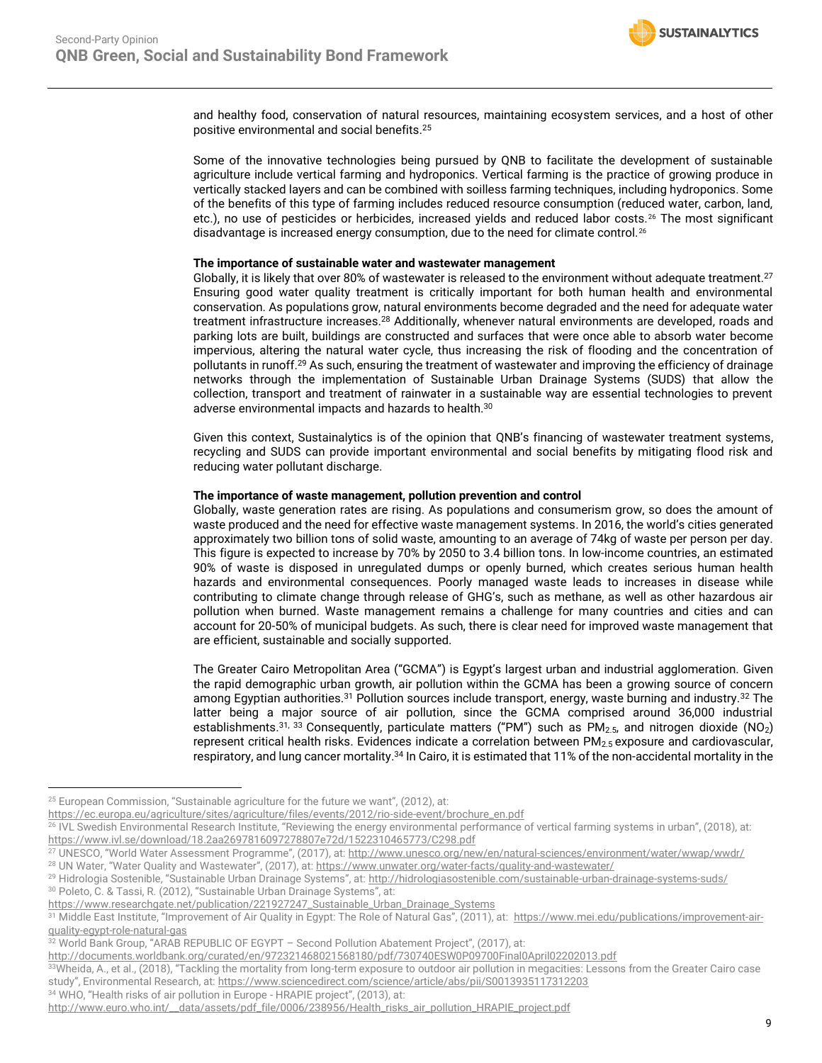and healthy food, conservation of natural resources, maintaining ecosystem services, and a host of other positive environmental and social benefits.[25]

Some of the innovative technologies being pursued by QNB to facilitate the development of sustainable agriculture include vertical farming and hydroponics. Vertical farming is the practice of growing produce in vertically stacked layers and can be combined with soilless farming techniques, including hydroponics. Some of the benefits of this type of farming includes reduced resource consumption (reduced water, carbon, land, etc.), no use of pesticides or herbicides, increased yields and reduced labor costs.[26] The most significant disadvantage is increased energy consumption, due to the need for climate control.[26]

**The importance of sustainable water and wastewater management**

Globally, it is likely that over 80% of wastewater is released to the environment without adequate treatment.[27] Ensuring good water quality treatment is critically important for both human health and environmental conservation. As populations grow, natural environments become degraded and the need for adequate water treatment infrastructure increases.[28] Additionally, whenever natural environments are developed, roads and parking lots are built, buildings are constructed and surfaces that were once able to absorb water become impervious, altering the natural water cycle, thus increasing the risk of flooding and the concentration of pollutants in runoff.[29] As such, ensuring the treatment of wastewater and improving the efficiency of drainage networks through the implementation of Sustainable Urban Drainage Systems (SUDS) that allow the collection, transport and treatment of rainwater in a sustainable way are essential technologies to prevent adverse environmental impacts and hazards to health.[30]

Given this context, Sustainalytics is of the opinion that QNB's financing of wastewater treatment systems, recycling and SUDS can provide important environmental and social benefits by mitigating flood risk and reducing water pollutant discharge.

**The importance of waste management, pollution prevention and control**

Globally, waste generation rates are rising. As populations and consumerism grow, so does the amount of waste produced and the need for effective waste management systems. In 2016, the world's cities generated approximately two billion tons of solid waste, amounting to an average of 74kg of waste per person per day. This figure is expected to increase by 70% by 2050 to 3.4 billion tons. In low-income countries, an estimated 90% of waste is disposed in unregulated dumps or openly burned, which creates serious human health hazards and environmental consequences. Poorly managed waste leads to increases in disease while contributing to climate change through release of GHG's, such as methane, as well as other hazardous air pollution when burned. Waste management remains a challenge for many countries and cities and can account for 20-50% of municipal budgets. As such, there is clear need for improved waste management that are efficient, sustainable and socially supported.

The Greater Cairo Metropolitan Area ("GCMA") is Egypt's largest urban and industrial agglomeration. Given the rapid demographic urban growth, air pollution within the GCMA has been a growing source of concern among Egyptian authorities.[31] Pollution sources include transport, energy, waste burning and industry.[32] The latter being a major source of air pollution, since the GCMA comprised around 36,000 industrial establishments.[31, 33] Consequently, particulate matters ("PM") such as $PM_{2.5}$, and nitrogen dioxide ($NO_2$) represent critical health risks. Evidences indicate a correlation between $PM_{2.5}$ exposure and cardiovascular, respiratory, and lung cancer mortality.[34] In Cairo, it is estimated that 11% of the non-accidental mortality in the

---

[25] European Commission, "Sustainable agriculture for the future we want", (2012), at: https://ec.europa.eu/agriculture/sites/agriculture/files/events/2012/rio-side-event/brochure_en.pdf

[26] IVL Swedish Environmental Research Institute, "Reviewing the energy environmental performance of vertical farming systems in urban", (2018), at: https://www.ivl.se/download/18.2aa2697816097278807e72d/1522310465773/C298.pdf

[27] UNESCO, "World Water Assessment Programme", (2017), at: http://www.unesco.org/new/en/natural-sciences/environment/water/wwap/wwdr/

[28] UN Water, "Water Quality and Wastewater", (2017), at: https://www.unwater.org/water-facts/quality-and-wastewater/

[29] Hidrologia Sostenible, "Sustainable Urban Drainage Systems", at: http://hidrologiasostenible.com/sustainable-urban-drainage-systems-suds/

[30] Poleto, C. & Tassi, R. (2012), "Sustainable Urban Drainage Systems", at: https://www.researchgate.net/publication/221927247_Sustainable_Urban_Drainage_Systems

[31] Middle East Institute, "Improvement of Air Quality in Egypt: The Role of Natural Gas", (2011), at: https://www.mei.edu/publications/improvement-air-quality-egypt-role-natural-gas

[32] World Bank Group, "ARAB REPUBLIC OF EGYPT – Second Pollution Abatement Project", (2017), at: http://documents.worldbank.org/curated/en/972321468021568180/pdf/730740ESW0P09700Final0April02202013.pdf

[33] Wheida, A., et al., (2018), "Tackling the mortality from long-term exposure to outdoor air pollution in megacities: Lessons from the Greater Cairo case study", Environmental Research, at: https://www.sciencedirect.com/science/article/abs/pii/S0013935117312203

[34] WHO, "Health risks of air pollution in Europe - HRAPIE project", (2013), at: http://www.euro.who.int/__data/assets/pdf_file/0006/238956/Health_risks_air_pollution_HRAPIE_project.pdf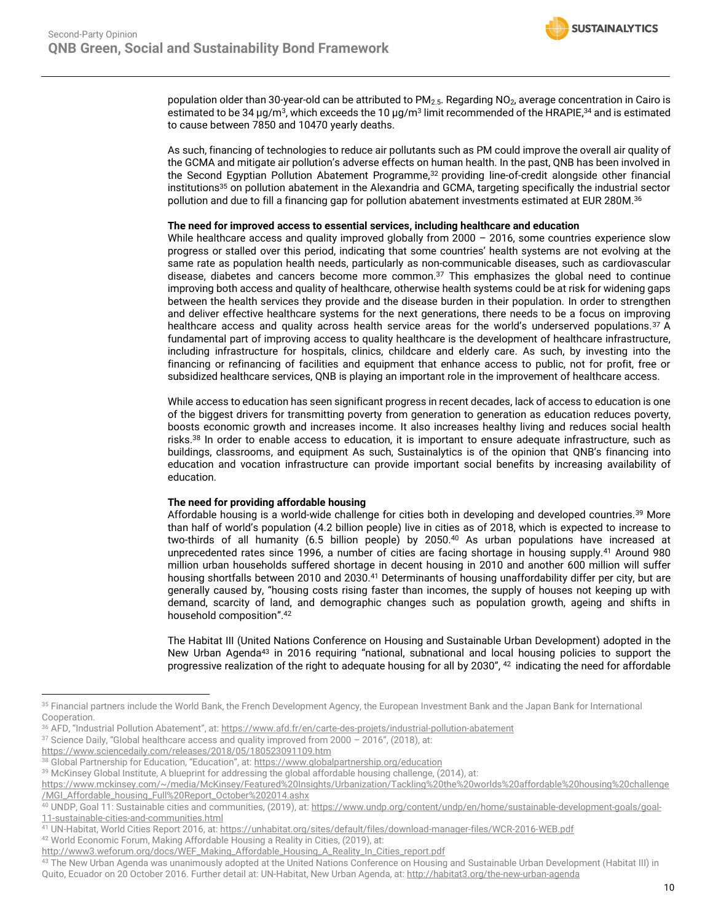population older than 30-year-old can be attributed to $PM_{2.5}$. Regarding $NO_2$, average concentration in Cairo is estimated to be 34 μg/m$^3$, which exceeds the 10 μg/m$^3$ limit recommended of the HRAPIE,[34] and is estimated to cause between 7850 and 10470 yearly deaths.

As such, financing of technologies to reduce air pollutants such as PM could improve the overall air quality of the GCMA and mitigate air pollution's adverse effects on human health. In the past, QNB has been involved in the Second Egyptian Pollution Abatement Programme,[32] providing line-of-credit alongside other financial institutions[35] on pollution abatement in the Alexandria and GCMA, targeting specifically the industrial sector pollution and due to fill a financing gap for pollution abatement investments estimated at EUR 280M.[36]

**The need for improved access to essential services, including healthcare and education**

While healthcare access and quality improved globally from 2000 – 2016, some countries experience slow progress or stalled over this period, indicating that some countries' health systems are not evolving at the same rate as population health needs, particularly as non-communicable diseases, such as cardiovascular disease, diabetes and cancers become more common.[37] This emphasizes the global need to continue improving both access and quality of healthcare, otherwise health systems could be at risk for widening gaps between the health services they provide and the disease burden in their population. In order to strengthen and deliver effective healthcare systems for the next generations, there needs to be a focus on improving healthcare access and quality across health service areas for the world's underserved populations.[37] A fundamental part of improving access to quality healthcare is the development of healthcare infrastructure, including infrastructure for hospitals, clinics, childcare and elderly care. As such, by investing into the financing or refinancing of facilities and equipment that enhance access to public, not for profit, free or subsidized healthcare services, QNB is playing an important role in the improvement of healthcare access.

While access to education has seen significant progress in recent decades, lack of access to education is one of the biggest drivers for transmitting poverty from generation to generation as education reduces poverty, boosts economic growth and increases income. It also increases healthy living and reduces social health risks.[38] In order to enable access to education, it is important to ensure adequate infrastructure, such as buildings, classrooms, and equipment As such, Sustainalytics is of the opinion that QNB's financing into education and vocation infrastructure can provide important social benefits by increasing availability of education.

**The need for providing affordable housing**

Affordable housing is a world-wide challenge for cities both in developing and developed countries.[39] More than half of world's population (4.2 billion people) live in cities as of 2018, which is expected to increase to two-thirds of all humanity (6.5 billion people) by 2050.[40] As urban populations have increased at unprecedented rates since 1996, a number of cities are facing shortage in housing supply.[41] Around 980 million urban households suffered shortage in decent housing in 2010 and another 600 million will suffer housing shortfalls between 2010 and 2030.[41] Determinants of housing unaffordability differ per city, but are generally caused by, "housing costs rising faster than incomes, the supply of houses not keeping up with demand, scarcity of land, and demographic changes such as population growth, ageing and shifts in household composition".[42]

The Habitat III (United Nations Conference on Housing and Sustainable Urban Development) adopted in the New Urban Agenda[43] in 2016 requiring "national, subnational and local housing policies to support the progressive realization of the right to adequate housing for all by 2030", [42] indicating the need for affordable

---

[35] Financial partners include the World Bank, the French Development Agency, the European Investment Bank and the Japan Bank for International Cooperation.

[36] AFD, "Industrial Pollution Abatement", at: https://www.afd.fr/en/carte-des-projets/industrial-pollution-abatement

[37] Science Daily, "Global healthcare access and quality improved from 2000 – 2016", (2018), at: https://www.sciencedaily.com/releases/2018/05/180523091109.htm

[38] Global Partnership for Education, "Education", at: https://www.globalpartnership.org/education

[39] McKinsey Global Institute, A blueprint for addressing the global affordable housing challenge, (2014), at: https://www.mckinsey.com/~/media/McKinsey/Featured%20Insights/Urbanization/Tackling%20the%20worlds%20affordable%20housing%20challenge/MGI_Affordable_housing_Full%20Report_October%202014.ashx

[40] UNDP, Goal 11: Sustainable cities and communities, (2019), at: https://www.undp.org/content/undp/en/home/sustainable-development-goals/goal-11-sustainable-cities-and-communities.html

[41] UN-Habitat, World Cities Report 2016, at: https://unhabitat.org/sites/default/files/download-manager-files/WCR-2016-WEB.pdf

[42] World Economic Forum, Making Affordable Housing a Reality in Cities, (2019), at: http://www3.weforum.org/docs/WEF_Making_Affordable_Housing_A_Reality_In_Cities_report.pdf

[43] The New Urban Agenda was unanimously adopted at the United Nations Conference on Housing and Sustainable Urban Development (Habitat III) in Quito, Ecuador on 20 October 2016. Further detail at: UN-Habitat, New Urban Agenda, at: http://habitat3.org/the-new-urban-agenda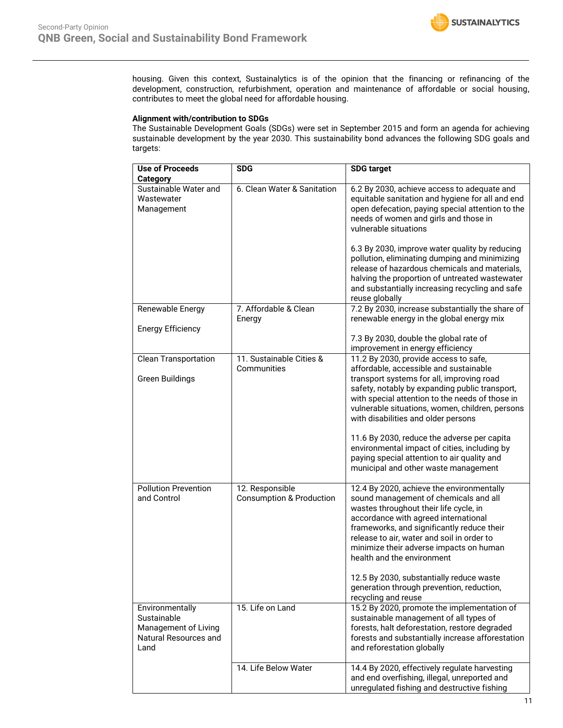housing. Given this context, Sustainalytics is of the opinion that the financing or refinancing of the development, construction, refurbishment, operation and maintenance of affordable or social housing, contributes to meet the global need for affordable housing.

**Alignment with/contribution to SDGs**

The Sustainable Development Goals (SDGs) were set in September 2015 and form an agenda for achieving sustainable development by the year 2030. This sustainability bond advances the following SDG goals and targets:

| Use of Proceeds Category | SDG | SDG target |
|---|---|---|
| Sustainable Water and Wastewater Management | 6. Clean Water & Sanitation | 6.2 By 2030, achieve access to adequate and equitable sanitation and hygiene for all and end open defecation, paying special attention to the needs of women and girls and those in vulnerable situations<br><br>6.3 By 2030, improve water quality by reducing pollution, eliminating dumping and minimizing release of hazardous chemicals and materials, halving the proportion of untreated wastewater and substantially increasing recycling and safe reuse globally |
| Renewable Energy<br><br>Energy Efficiency | 7. Affordable & Clean Energy | 7.2 By 2030, increase substantially the share of renewable energy in the global energy mix<br><br>7.3 By 2030, double the global rate of improvement in energy efficiency |
| Clean Transportation<br><br>Green Buildings | 11. Sustainable Cities & Communities | 11.2 By 2030, provide access to safe, affordable, accessible and sustainable transport systems for all, improving road safety, notably by expanding public transport, with special attention to the needs of those in vulnerable situations, women, children, persons with disabilities and older persons<br><br>11.6 By 2030, reduce the adverse per capita environmental impact of cities, including by paying special attention to air quality and municipal and other waste management |
| Pollution Prevention and Control | 12. Responsible Consumption & Production | 12.4 By 2020, achieve the environmentally sound management of chemicals and all wastes throughout their life cycle, in accordance with agreed international frameworks, and significantly reduce their release to air, water and soil in order to minimize their adverse impacts on human health and the environment<br><br>12.5 By 2030, substantially reduce waste generation through prevention, reduction, recycling and reuse |
| Environmentally Sustainable Management of Living Natural Resources and Land | 15. Life on Land | 15.2 By 2020, promote the implementation of sustainable management of all types of forests, halt deforestation, restore degraded forests and substantially increase afforestation and reforestation globally |
| | 14. Life Below Water | 14.4 By 2020, effectively regulate harvesting and end overfishing, illegal, unreported and unregulated fishing and destructive fishing |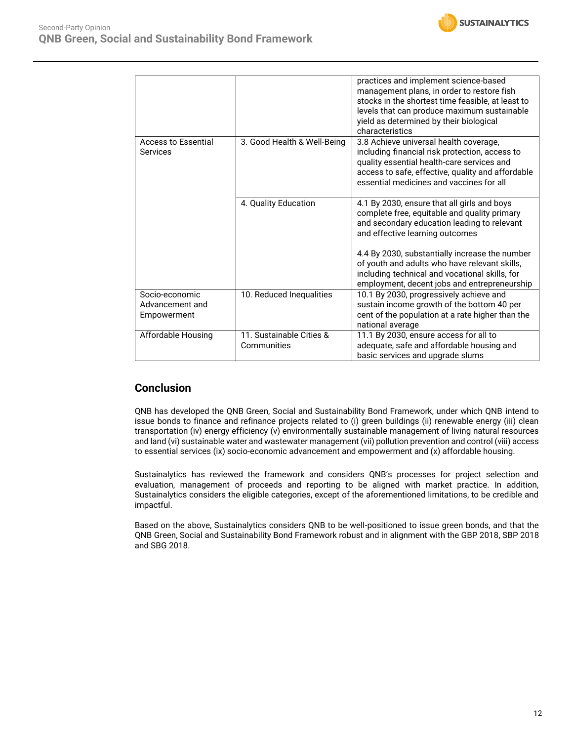| | | |
|---|---|---|
| | | practices and implement science-based management plans, in order to restore fish stocks in the shortest time feasible, at least to levels that can produce maximum sustainable yield as determined by their biological characteristics |
| Access to Essential Services | 3. Good Health & Well-Being | 3.8 Achieve universal health coverage, including financial risk protection, access to quality essential health-care services and access to safe, effective, quality and affordable essential medicines and vaccines for all |
| | 4. Quality Education | 4.1 By 2030, ensure that all girls and boys complete free, equitable and quality primary and secondary education leading to relevant and effective learning outcomes<br><br>4.4 By 2030, substantially increase the number of youth and adults who have relevant skills, including technical and vocational skills, for employment, decent jobs and entrepreneurship |
| Socio-economic Advancement and Empowerment | 10. Reduced Inequalities | 10.1 By 2030, progressively achieve and sustain income growth of the bottom 40 per cent of the population at a rate higher than the national average |
| Affordable Housing | 11. Sustainable Cities & Communities | 11.1 By 2030, ensure access for all to adequate, safe and affordable housing and basic services and upgrade slums |

## Conclusion

QNB has developed the QNB Green, Social and Sustainability Bond Framework, under which QNB intend to issue bonds to finance and refinance projects related to (i) green buildings (ii) renewable energy (iii) clean transportation (iv) energy efficiency (v) environmentally sustainable management of living natural resources and land (vi) sustainable water and wastewater management (vii) pollution prevention and control (viii) access to essential services (ix) socio-economic advancement and empowerment and (x) affordable housing.

Sustainalytics has reviewed the framework and considers QNB's processes for project selection and evaluation, management of proceeds and reporting to be aligned with market practice. In addition, Sustainalytics considers the eligible categories, except of the aforementioned limitations, to be credible and impactful.

Based on the above, Sustainalytics considers QNB to be well-positioned to issue green bonds, and that the QNB Green, Social and Sustainability Bond Framework robust and in alignment with the GBP 2018, SBP 2018 and SBG 2018.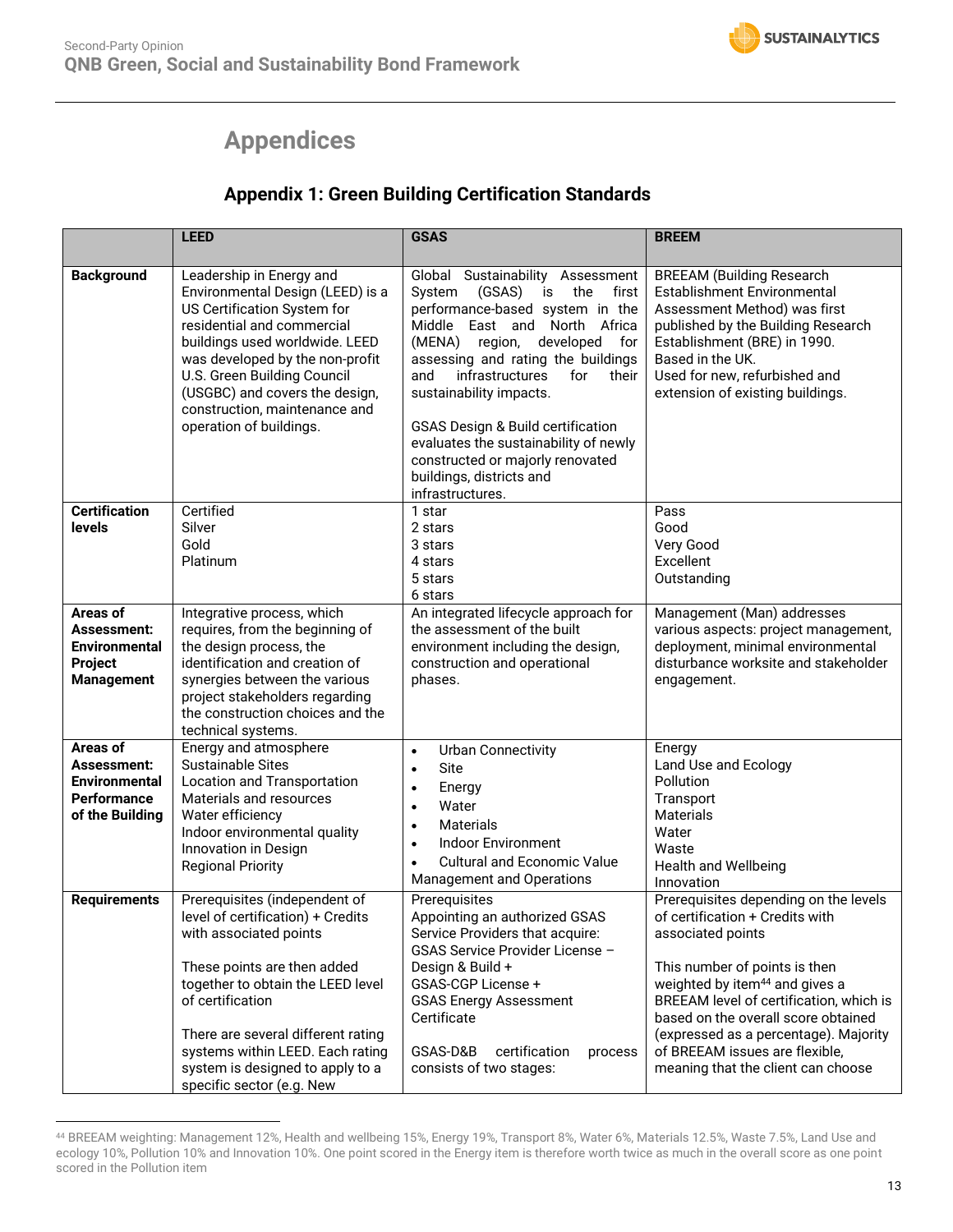## Appendices

### Appendix 1: Green Building Certification Standards

| | LEED | GSAS | BREEM |
|---|---|---|---|
| **Background** | Leadership in Energy and Environmental Design (LEED) is a US Certification System for residential and commercial buildings used worldwide. LEED was developed by the non-profit U.S. Green Building Council (USGBC) and covers the design, construction, maintenance and operation of buildings. | Global Sustainability Assessment System (GSAS) is the first performance-based system in the Middle East and North Africa (MENA) region, developed for assessing and rating the buildings and infrastructures for their sustainability impacts.<br><br>GSAS Design & Build certification evaluates the sustainability of newly constructed or majorly renovated buildings, districts and infrastructures. | BREEAM (Building Research Establishment Environmental Assessment Method) was first published by the Building Research Establishment (BRE) in 1990. Based in the UK. Used for new, refurbished and extension of existing buildings. |
| **Certification levels** | Certified<br>Silver<br>Gold<br>Platinum | 1 star<br>2 stars<br>3 stars<br>4 stars<br>5 stars<br>6 stars | Pass<br>Good<br>Very Good<br>Excellent<br>Outstanding |
| **Areas of Assessment: Environmental Project Management** | Integrative process, which requires, from the beginning of the design process, the identification and creation of synergies between the various project stakeholders regarding the construction choices and the technical systems. | An integrated lifecycle approach for the assessment of the built environment including the design, construction and operational phases. | Management (Man) addresses various aspects: project management, deployment, minimal environmental disturbance worksite and stakeholder engagement. |
| **Areas of Assessment: Environmental Performance of the Building** | Energy and atmosphere<br>Sustainable Sites<br>Location and Transportation<br>Materials and resources<br>Water efficiency<br>Indoor environmental quality<br>Innovation in Design<br>Regional Priority | • Urban Connectivity<br>• Site<br>• Energy<br>• Water<br>• Materials<br>• Indoor Environment<br>• Cultural and Economic Value<br>Management and Operations | Energy<br>Land Use and Ecology<br>Pollution<br>Transport<br>Materials<br>Water<br>Waste<br>Health and Wellbeing<br>Innovation |
| **Requirements** | Prerequisites (independent of level of certification) + Credits with associated points<br><br>These points are then added together to obtain the LEED level of certification<br><br>There are several different rating systems within LEED. Each rating system is designed to apply to a specific sector (e.g. New | Prerequisites<br>Appointing an authorized GSAS Service Providers that acquire:<br>GSAS Service Provider License – Design & Build +<br>GSAS-CGP License +<br>GSAS Energy Assessment Certificate<br><br>GSAS-D&B certification process consists of two stages: | Prerequisites depending on the levels of certification + Credits with associated points<br><br>This number of points is then weighted by item[44] and gives a BREEAM level of certification, which is based on the overall score obtained (expressed as a percentage). Majority of BREEAM issues are flexible, meaning that the client can choose |

[44] BREEAM weighting: Management 12%, Health and wellbeing 15%, Energy 19%, Transport 8%, Water 6%, Materials 12.5%, Waste 7.5%, Land Use and ecology 10%, Pollution 10% and Innovation 10%. One point scored in the Energy item is therefore worth twice as much in the overall score as one point scored in the Pollution item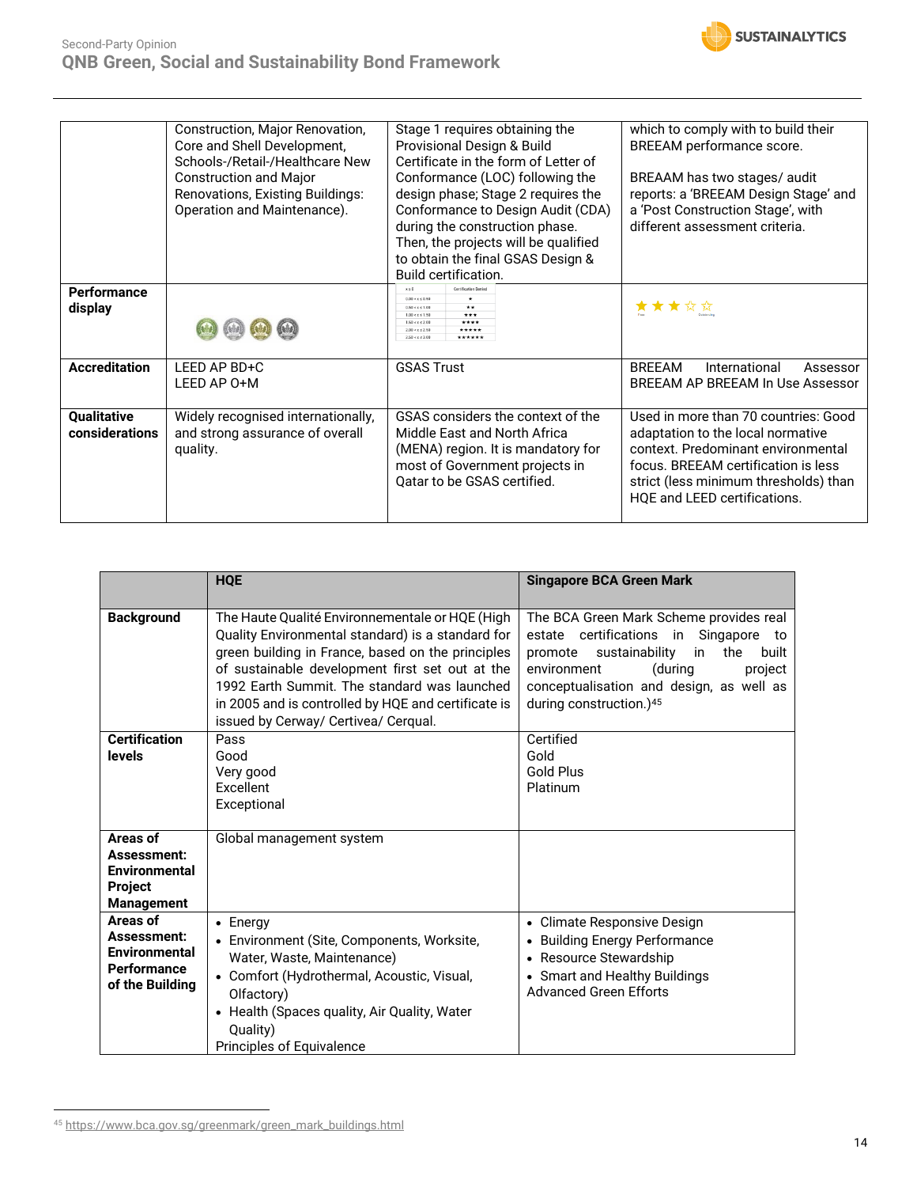| | | | |
|---|---|---|---|
| | Construction, Major Renovation, Core and Shell Development, Schools-/Retail-/Healthcare New Construction and Major Renovations, Existing Buildings: Operation and Maintenance). | Stage 1 requires obtaining the Provisional Design & Build Certificate in the form of Letter of Conformance (LOC) following the design phase; Stage 2 requires the Conformance to Design Audit (CDA) during the construction phase. Then, the projects will be qualified to obtain the final GSAS Design & Build certification. | which to comply with to build their BREEAM performance score.<br><br>BREAAM has two stages/ audit reports: a 'BREEAM Design Stage' and a 'Post Construction Stage', with different assessment criteria. |
| **Performance display** | | | |
| **Accreditation** | LEED AP BD+C<br>LEED AP O+M | GSAS Trust | BREEAM International Assessor<br>BREEAM AP BREEAM In Use Assessor |
| **Qualitative considerations** | Widely recognised internationally, and strong assurance of overall quality. | GSAS considers the context of the Middle East and North Africa (MENA) region. It is mandatory for most of Government projects in Qatar to be GSAS certified. | Used in more than 70 countries: Good adaptation to the local normative context. Predominant environmental focus. BREEAM certification is less strict (less minimum thresholds) than HQE and LEED certifications. |

| | HQE | Singapore BCA Green Mark |
|---|---|---|
| **Background** | The Haute Qualité Environnementale or HQE (High Quality Environmental standard) is a standard for green building in France, based on the principles of sustainable development first set out at the 1992 Earth Summit. The standard was launched in 2005 and is controlled by HQE and certificate is issued by Cerway/ Certivea/ Cerqual. | The BCA Green Mark Scheme provides real estate certifications in Singapore to promote sustainability in the built environment (during project conceptualisation and design, as well as during construction.)[45] |
| **Certification levels** | Pass<br>Good<br>Very good<br>Excellent<br>Exceptional | Certified<br>Gold<br>Gold Plus<br>Platinum |
| **Areas of Assessment: Environmental Project Management** | Global management system | |
| **Areas of Assessment: Environmental Performance of the Building** | • Energy<br>• Environment (Site, Components, Worksite, Water, Waste, Maintenance)<br>• Comfort (Hydrothermal, Acoustic, Visual, Olfactory)<br>• Health (Spaces quality, Air Quality, Water Quality)<br>Principles of Equivalence | • Climate Responsive Design<br>• Building Energy Performance<br>• Resource Stewardship<br>• Smart and Healthy Buildings<br>Advanced Green Efforts |

[45] https://www.bca.gov.sg/greenmark/green_mark_buildings.html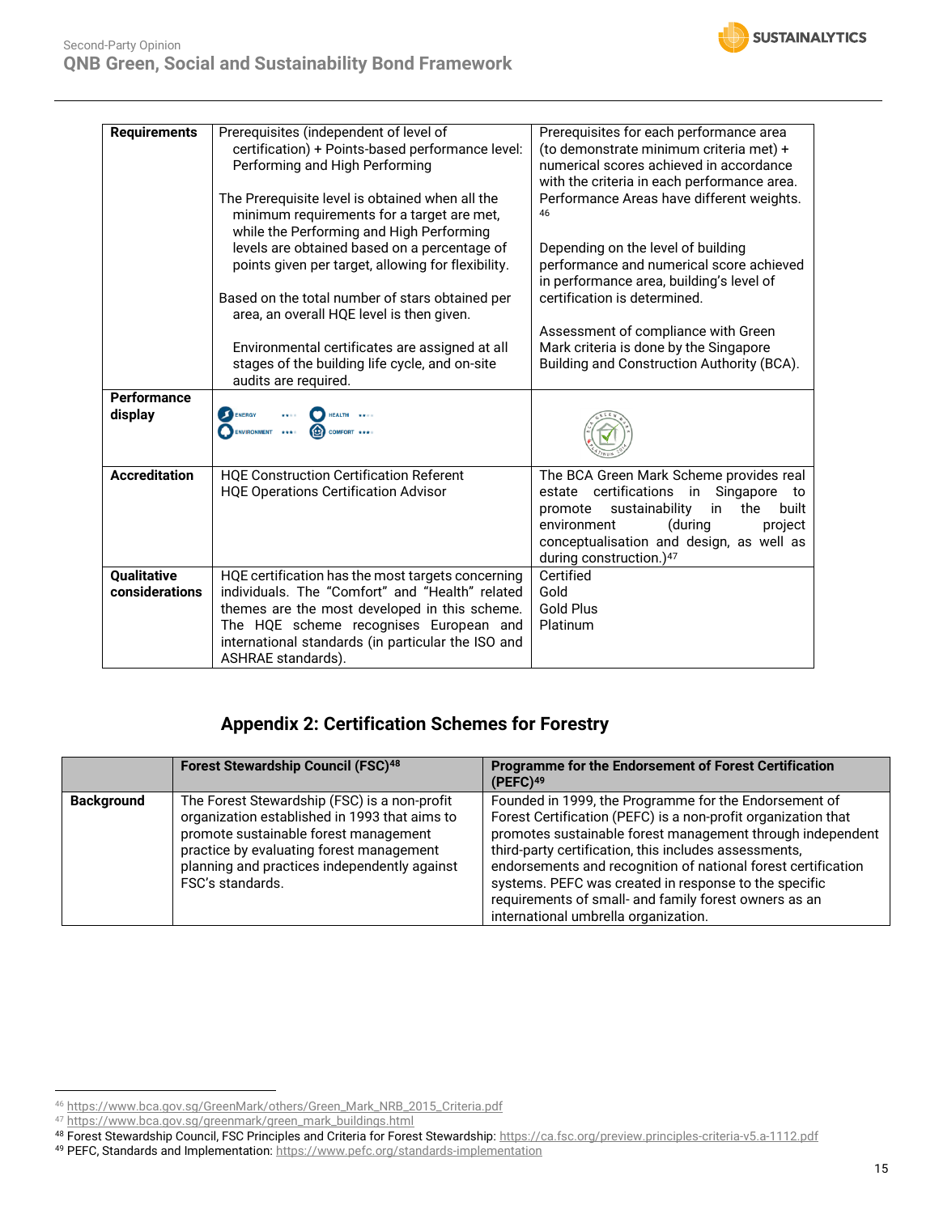| Requirements | Prerequisites (independent of level of certification) + Points-based performance level: Performing and High Performing<br><br>The Prerequisite level is obtained when all the minimum requirements for a target are met, while the Performing and High Performing levels are obtained based on a percentage of points given per target, allowing for flexibility.<br><br>Based on the total number of stars obtained per area, an overall HQE level is then given.<br><br>Environmental certificates are assigned at all stages of the building life cycle, and on-site audits are required. | Prerequisites for each performance area (to demonstrate minimum criteria met) + numerical scores achieved in accordance with the criteria in each performance area. Performance Areas have different weights. [46]<br><br>Depending on the level of building performance and numerical score achieved in performance area, building's level of certification is determined.<br><br>Assessment of compliance with Green Mark criteria is done by the Singapore Building and Construction Authority (BCA). |
|---|---|---|
| Performance display | ENERGY ••◦◦ HEALTH ••◦◦ ENVIRONMENT •••◦ COMFORT •••◦ | |
| Accreditation | HQE Construction Certification Referent<br>HQE Operations Certification Advisor | The BCA Green Mark Scheme provides real estate certifications in Singapore to promote sustainability in the built environment (during project conceptualisation and design, as well as during construction.)[47] |
| Qualitative considerations | HQE certification has the most targets concerning individuals. The "Comfort" and "Health" related themes are the most developed in this scheme. The HQE scheme recognises European and international standards (in particular the ISO and ASHRAE standards). | Certified<br>Gold<br>Gold Plus<br>Platinum |

## Appendix 2: Certification Schemes for Forestry

| | Forest Stewardship Council (FSC)[48] | Programme for the Endorsement of Forest Certification (PEFC)[49] |
|---|---|---|
| Background | The Forest Stewardship (FSC) is a non-profit organization established in 1993 that aims to promote sustainable forest management practice by evaluating forest management planning and practices independently against FSC's standards. | Founded in 1999, the Programme for the Endorsement of Forest Certification (PEFC) is a non-profit organization that promotes sustainable forest management through independent third-party certification, this includes assessments, endorsements and recognition of national forest certification systems. PEFC was created in response to the specific requirements of small- and family forest owners as an international umbrella organization. |

[46] https://www.bca.gov.sg/GreenMark/others/Green_Mark_NRB_2015_Criteria.pdf
[47] https://www.bca.gov.sg/greenmark/green_mark_buildings.html
[48] Forest Stewardship Council, FSC Principles and Criteria for Forest Stewardship: https://ca.fsc.org/preview.principles-criteria-v5.a-1112.pdf
[49] PEFC, Standards and Implementation: https://www.pefc.org/standards-implementation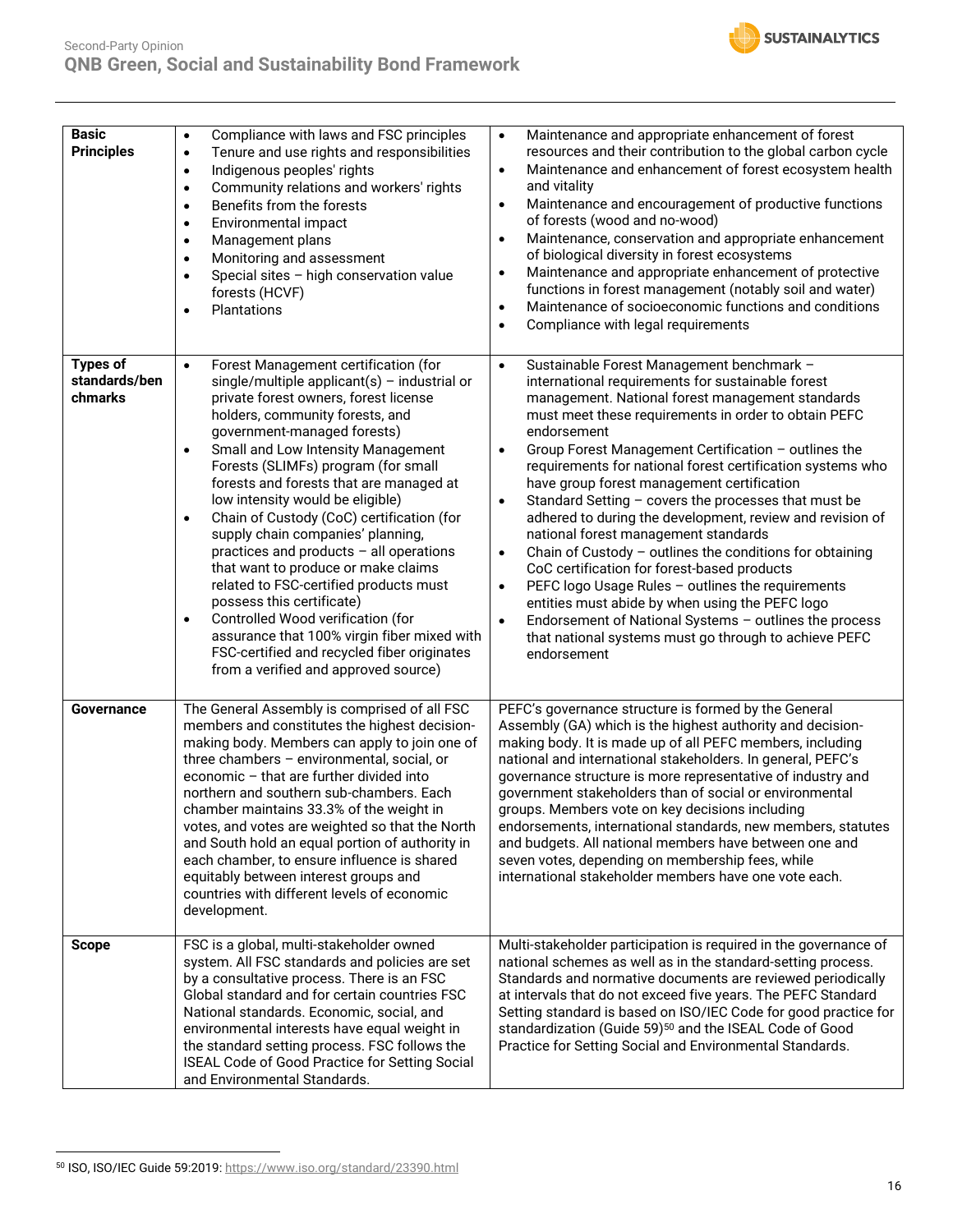| | | |
|---|---|---|
| **Basic Principles** | • Compliance with laws and FSC principles<br>• Tenure and use rights and responsibilities<br>• Indigenous peoples' rights<br>• Community relations and workers' rights<br>• Benefits from the forests<br>• Environmental impact<br>• Management plans<br>• Monitoring and assessment<br>• Special sites – high conservation value forests (HCVF)<br>• Plantations | • Maintenance and appropriate enhancement of forest resources and their contribution to the global carbon cycle<br>• Maintenance and enhancement of forest ecosystem health and vitality<br>• Maintenance and encouragement of productive functions of forests (wood and no-wood)<br>• Maintenance, conservation and appropriate enhancement of biological diversity in forest ecosystems<br>• Maintenance and appropriate enhancement of protective functions in forest management (notably soil and water)<br>• Maintenance of socioeconomic functions and conditions<br>• Compliance with legal requirements |
| **Types of standards/benchmarks** | • Forest Management certification (for single/multiple applicant(s) – industrial or private forest owners, forest license holders, community forests, and government-managed forests)<br>• Small and Low Intensity Management Forests (SLIMFs) program (for small forests and forests that are managed at low intensity would be eligible)<br>• Chain of Custody (CoC) certification (for supply chain companies' planning, practices and products – all operations that want to produce or make claims related to FSC-certified products must possess this certificate)<br>• Controlled Wood verification (for assurance that 100% virgin fiber mixed with FSC-certified and recycled fiber originates from a verified and approved source) | • Sustainable Forest Management benchmark – international requirements for sustainable forest management. National forest management standards must meet these requirements in order to obtain PEFC endorsement<br>• Group Forest Management Certification – outlines the requirements for national forest certification systems who have group forest management certification<br>• Standard Setting – covers the processes that must be adhered to during the development, review and revision of national forest management standards<br>• Chain of Custody – outlines the conditions for obtaining CoC certification for forest-based products<br>• PEFC logo Usage Rules – outlines the requirements entities must abide by when using the PEFC logo<br>• Endorsement of National Systems – outlines the process that national systems must go through to achieve PEFC endorsement |
| **Governance** | The General Assembly is comprised of all FSC members and constitutes the highest decision-making body. Members can apply to join one of three chambers – environmental, social, or economic – that are further divided into northern and southern sub-chambers. Each chamber maintains 33.3% of the weight in votes, and votes are weighted so that the North and South hold an equal portion of authority in each chamber, to ensure influence is shared equitably between interest groups and countries with different levels of economic development. | PEFC's governance structure is formed by the General Assembly (GA) which is the highest authority and decision-making body. It is made up of all PEFC members, including national and international stakeholders. In general, PEFC's governance structure is more representative of industry and government stakeholders than of social or environmental groups. Members vote on key decisions including endorsements, international standards, new members, statutes and budgets. All national members have between one and seven votes, depending on membership fees, while international stakeholder members have one vote each. |
| **Scope** | FSC is a global, multi-stakeholder owned system. All FSC standards and policies are set by a consultative process. There is an FSC Global standard and for certain countries FSC National standards. Economic, social, and environmental interests have equal weight in the standard setting process. FSC follows the ISEAL Code of Good Practice for Setting Social and Environmental Standards. | Multi-stakeholder participation is required in the governance of national schemes as well as in the standard-setting process. Standards and normative documents are reviewed periodically at intervals that do not exceed five years. The PEFC Standard Setting standard is based on ISO/IEC Code for good practice for standardization (Guide 59)[50] and the ISEAL Code of Good Practice for Setting Social and Environmental Standards. |

[50] ISO, ISO/IEC Guide 59:2019: https://www.iso.org/standard/23390.html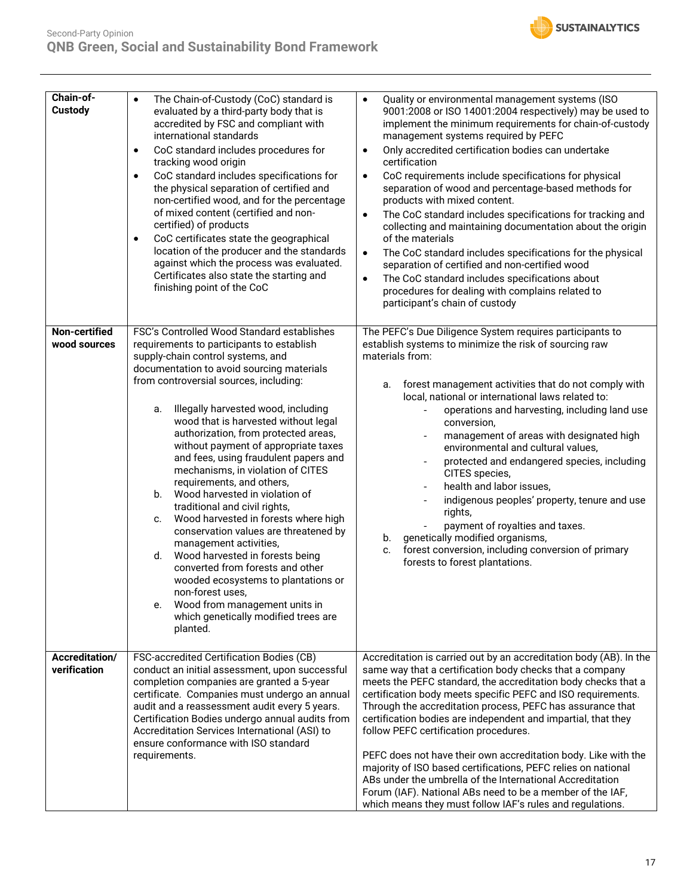| | | |
|---|---|---|
| **Chain-of-Custody** | • The Chain-of-Custody (CoC) standard is evaluated by a third-party body that is accredited by FSC and compliant with international standards<br>• CoC standard includes procedures for tracking wood origin<br>• CoC standard includes specifications for the physical separation of certified and non-certified wood, and for the percentage of mixed content (certified and non-certified) of products<br>• CoC certificates state the geographical location of the producer and the standards against which the process was evaluated. Certificates also state the starting and finishing point of the CoC | • Quality or environmental management systems (ISO 9001:2008 or ISO 14001:2004 respectively) may be used to implement the minimum requirements for chain-of-custody management systems required by PEFC<br>• Only accredited certification bodies can undertake certification<br>• CoC requirements include specifications for physical separation of wood and percentage-based methods for products with mixed content.<br>• The CoC standard includes specifications for tracking and collecting and maintaining documentation about the origin of the materials<br>• The CoC standard includes specifications for the physical separation of certified and non-certified wood<br>• The CoC standard includes specifications about procedures for dealing with complains related to participant's chain of custody |
| **Non-certified wood sources** | FSC's Controlled Wood Standard establishes requirements to participants to establish supply-chain control systems, and documentation to avoid sourcing materials from controversial sources, including:<br><br>a. Illegally harvested wood, including wood that is harvested without legal authorization, from protected areas, without payment of appropriate taxes and fees, using fraudulent papers and mechanisms, in violation of CITES requirements, and others,<br>b. Wood harvested in violation of traditional and civil rights,<br>c. Wood harvested in forests where high conservation values are threatened by management activities,<br>d. Wood harvested in forests being converted from forests and other wooded ecosystems to plantations or non-forest uses,<br>e. Wood from management units in which genetically modified trees are planted. | The PEFC's Due Diligence System requires participants to establish systems to minimize the risk of sourcing raw materials from:<br><br>a. forest management activities that do not comply with local, national or international laws related to:<br>- operations and harvesting, including land use conversion,<br>- management of areas with designated high environmental and cultural values,<br>- protected and endangered species, including CITES species,<br>- health and labor issues,<br>- indigenous peoples' property, tenure and use rights,<br>- payment of royalties and taxes.<br>b. genetically modified organisms,<br>c. forest conversion, including conversion of primary forests to forest plantations. |
| **Accreditation/ verification** | FSC-accredited Certification Bodies (CB) conduct an initial assessment, upon successful completion companies are granted a 5-year certificate. Companies must undergo an annual audit and a reassessment audit every 5 years. Certification Bodies undergo annual audits from Accreditation Services International (ASI) to ensure conformance with ISO standard requirements. | Accreditation is carried out by an accreditation body (AB). In the same way that a certification body checks that a company meets the PEFC standard, the accreditation body checks that a certification body meets specific PEFC and ISO requirements. Through the accreditation process, PEFC has assurance that certification bodies are independent and impartial, that they follow PEFC certification procedures.<br><br>PEFC does not have their own accreditation body. Like with the majority of ISO based certifications, PEFC relies on national ABs under the umbrella of the International Accreditation Forum (IAF). National ABs need to be a member of the IAF, which means they must follow IAF's rules and regulations. |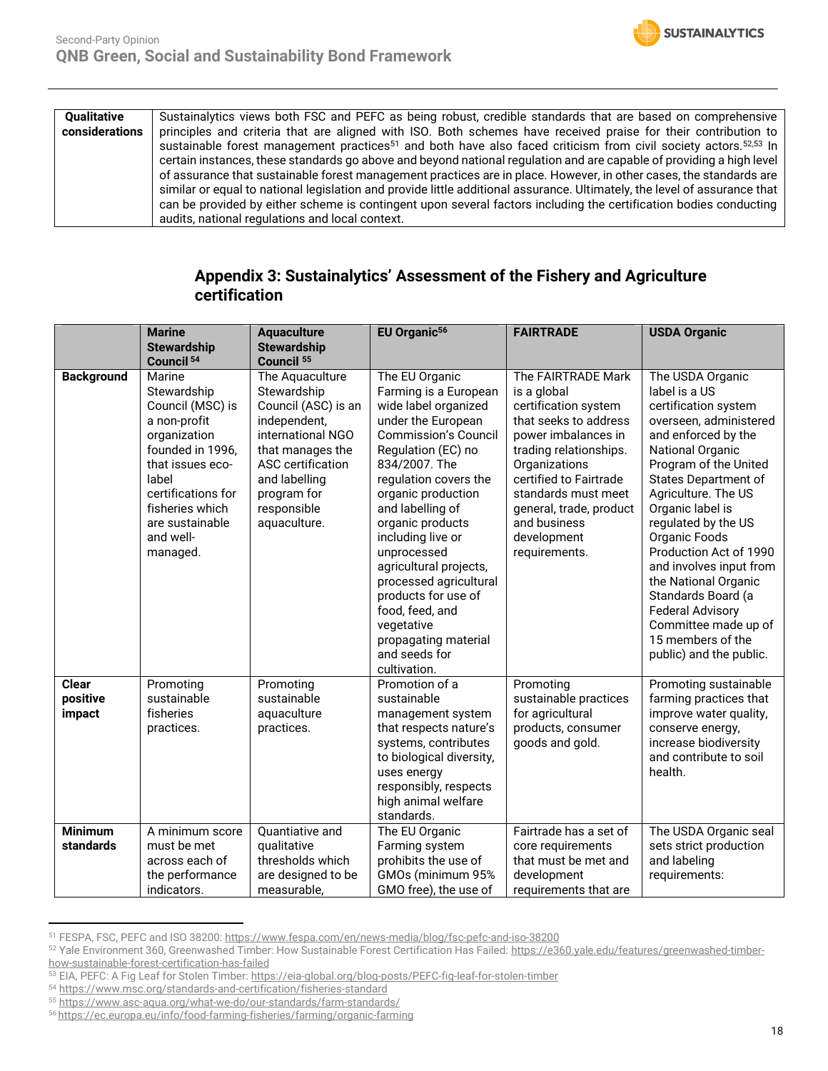| Qualitative considerations | Sustainalytics views both FSC and PEFC as being robust, credible standards that are based on comprehensive principles and criteria that are aligned with ISO. Both schemes have received praise for their contribution to sustainable forest management practices[51] and both have also faced criticism from civil society actors.[52,53] In certain instances, these standards go above and beyond national regulation and are capable of providing a high level of assurance that sustainable forest management practices are in place. However, in other cases, the standards are similar or equal to national legislation and provide little additional assurance. Ultimately, the level of assurance that can be provided by either scheme is contingent upon several factors including the certification bodies conducting audits, national regulations and local context. |
|---|---|

## Appendix 3: Sustainalytics' Assessment of the Fishery and Agriculture certification

| | Marine Stewardship Council[54] | Aquaculture Stewardship Council[55] | EU Organic[56] | FAIRTRADE | USDA Organic |
|---|---|---|---|---|---|
| **Background** | Marine Stewardship Council (MSC) is a non-profit organization founded in 1996, that issues eco-label certifications for fisheries which are sustainable and well-managed. | The Aquaculture Stewardship Council (ASC) is an independent, international NGO that manages the ASC certification and labelling program for responsible aquaculture. | The EU Organic Farming is a European wide label organized under the European Commission's Council Regulation (EC) no 834/2007. The regulation covers the organic production and labelling of organic products including live or unprocessed agricultural projects, processed agricultural products for use of food, feed, and vegetative propagating material and seeds for cultivation. | The FAIRTRADE Mark is a global certification system that seeks to address power imbalances in trading relationships. Organizations certified to Fairtrade standards must meet general, trade, product and business development requirements. | The USDA Organic label is a US certification system overseen, administered and enforced by the National Organic Program of the United States Department of Agriculture. The US Organic label is regulated by the US Organic Foods Production Act of 1990 and involves input from the National Organic Standards Board (a Federal Advisory Committee made up of 15 members of the public) and the public. |
| **Clear positive impact** | Promoting sustainable fisheries practices. | Promoting sustainable aquaculture practices. | Promotion of a sustainable management system that respects nature's systems, contributes to biological diversity, uses energy responsibly, respects high animal welfare standards. | Promoting sustainable practices for agricultural products, consumer goods and gold. | Promoting sustainable farming practices that improve water quality, conserve energy, increase biodiversity and contribute to soil health. |
| **Minimum standards** | A minimum score must be met across each of the performance indicators. | Quantiative and qualitative thresholds which are designed to be measurable, | The EU Organic Farming system prohibits the use of GMOs (minimum 95% GMO free), the use of | Fairtrade has a set of core requirements that must be met and development requirements that are | The USDA Organic seal sets strict production and labeling requirements: |

[51] FESPA, FSC, PEFC and ISO 38200: https://www.fespa.com/en/news-media/blog/fsc-pefc-and-iso-38200

[52] Yale Environment 360, Greenwashed Timber: How Sustainable Forest Certification Has Failed: https://e360.yale.edu/features/greenwashed-timber-how-sustainable-forest-certification-has-failed

[53] EIA, PEFC: A Fig Leaf for Stolen Timber: https://eia-global.org/blog-posts/PEFC-fig-leaf-for-stolen-timber

[54] https://www.msc.org/standards-and-certification/fisheries-standard

[55] https://www.asc-aqua.org/what-we-do/our-standards/farm-standards/

[56] https://ec.europa.eu/info/food-farming-fisheries/farming/organic-farming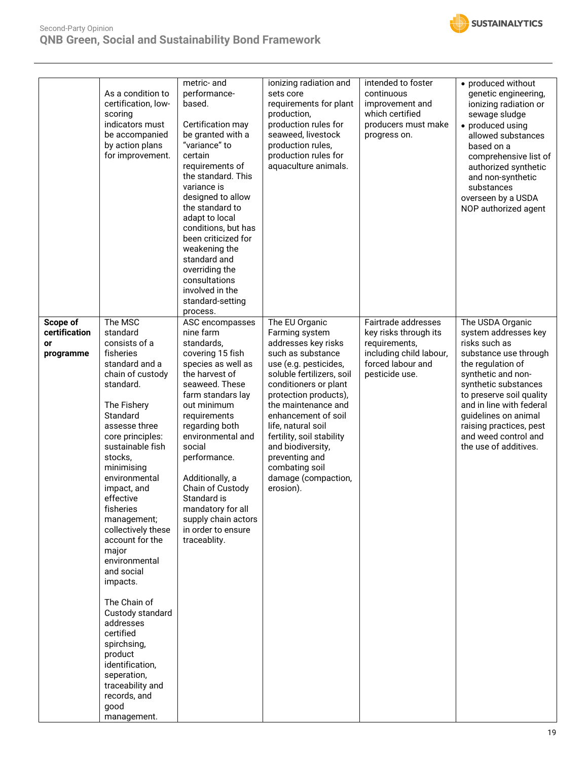| | | | | | |
|---|---|---|---|---|---|
| | As a condition to certification, low-scoring indicators must be accompanied by action plans for improvement. | metric- and performance-based.<br><br>Certification may be granted with a "variance" to certain requirements of the standard. This variance is designed to allow the standard to adapt to local conditions, but has been criticized for weakening the standard and overriding the consultations involved in the standard-setting process. | ionizing radiation and sets core requirements for plant production, production rules for seaweed, livestock production rules, production rules for aquaculture animals. | intended to foster continuous improvement and which certified producers must make progress on. | • produced without genetic engineering, ionizing radiation or sewage sludge<br>• produced using allowed substances based on a comprehensive list of authorized synthetic and non-synthetic substances<br>overseen by a USDA NOP authorized agent |
| **Scope of certification or programme** | The MSC standard consists of a fisheries standard and a chain of custody standard.<br><br>The Fishery Standard assesse three core principles: sustainable fish stocks, minimising environmental impact, and effective fisheries management; collectively these account for the major environmental and social impacts.<br><br>The Chain of Custody standard addresses certified spirchsing, product identification, seperation, traceability and records, and good management. | ASC encompasses nine farm standards, covering 15 fish species as well as the harvest of seaweed. These farm standars lay out minimum requirements regarding both environmental and social performance.<br><br>Additionally, a Chain of Custody Standard is mandatory for all supply chain actors in order to ensure traceablity. | The EU Organic Farming system addresses key risks such as substance use (e.g. pesticides, soluble fertilizers, soil conditioners or plant protection products), the maintenance and enhancement of soil life, natural soil fertility, soil stability and biodiversity, preventing and combating soil damage (compaction, erosion). | Fairtrade addresses key risks through its requirements, including child labour, forced labour and pesticide use. | The USDA Organic system addresses key risks such as substance use through the regulation of synthetic and non-synthetic substances to preserve soil quality and in line with federal guidelines on animal raising practices, pest and weed control and the use of additives. |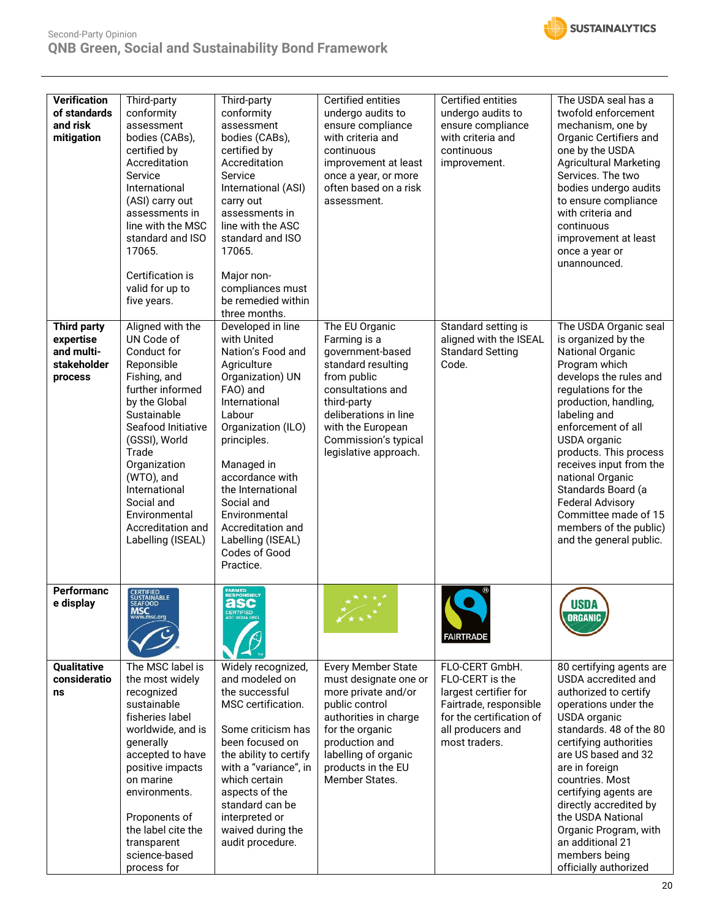| Verification of standards and risk mitigation | Third-party conformity assessment bodies (CABs), certified by Accreditation Service International (ASI) carry out assessments in line with the MSC standard and ISO 17065.<br><br>Certification is valid for up to five years. | Third-party conformity assessment bodies (CABs), certified by Accreditation Service International (ASI) carry out assessments in line with the ASC standard and ISO 17065.<br><br>Major non-compliances must be remedied within three months. | Certified entities undergo audits to ensure compliance with criteria and continuous improvement at least once a year, or more often based on a risk assessment. | Certified entities undergo audits to ensure compliance with criteria and continuous improvement. | The USDA seal has a twofold enforcement mechanism, one by Organic Certifiers and one by the USDA Agricultural Marketing Services. The two bodies undergo audits to ensure compliance with criteria and continuous improvement at least once a year or unannounced. |
|---|---|---|---|---|---|
| **Third party expertise and multi-stakeholder process** | Aligned with the UN Code of Conduct for Reponsible Fishing, and further informed by the Global Sustainable Seafood Initiative (GSSI), World Trade Organization (WTO), and International Social and Environmental Accreditation and Labelling (ISEAL) | Developed in line with United Nation's Food and Agriculture Organization) UN FAO) and International Labour Organization (ILO) principles.<br><br>Managed in accordance with the International Social and Environmental Accreditation and Labelling (ISEAL) Codes of Good Practice. | The EU Organic Farming is a government-based standard resulting from public consultations and third-party deliberations in line with the European Commission's typical legislative approach. | Standard setting is aligned with the ISEAL Standard Setting Code. | The USDA Organic seal is organized by the National Organic Program which develops the rules and regulations for the production, handling, labeling and enforcement of all USDA organic products. This process receives input from the national Organic Standards Board (a Federal Advisory Committee made of 15 members of the public) and the general public. |
| **Performance display** | CERTIFIED SUSTAINABLE SEAFOOD MSC www.msc.org | FARMED RESPONSIBLY asc CERTIFIED ASC-AQUA.ORG | | FAIRTRADE | USDA ORGANIC |
| **Qualitative considerations** | The MSC label is the most widely recognized sustainable fisheries label worldwide, and is generally accepted to have positive impacts on marine environments.<br><br>Proponents of the label cite the transparent science-based process for | Widely recognized, and modeled on the successful MSC certification.<br><br>Some criticism has been focused on the ability to certify with a "variance", in which certain aspects of the standard can be interpreted or waived during the audit procedure. | Every Member State must designate one or more private and/or public control authorities in charge for the organic production and labelling of organic products in the EU Member States. | FLO-CERT GmbH. FLO-CERT is the largest certifier for Fairtrade, responsible for the certification of all producers and most traders. | 80 certifying agents are USDA accredited and authorized to certify operations under the USDA organic standards. 48 of the 80 certifying agents are US based and 32 are in foreign countries. Most certifying agents are directly accredited by the USDA National Organic Program, with an additional 21 members being officially authorized |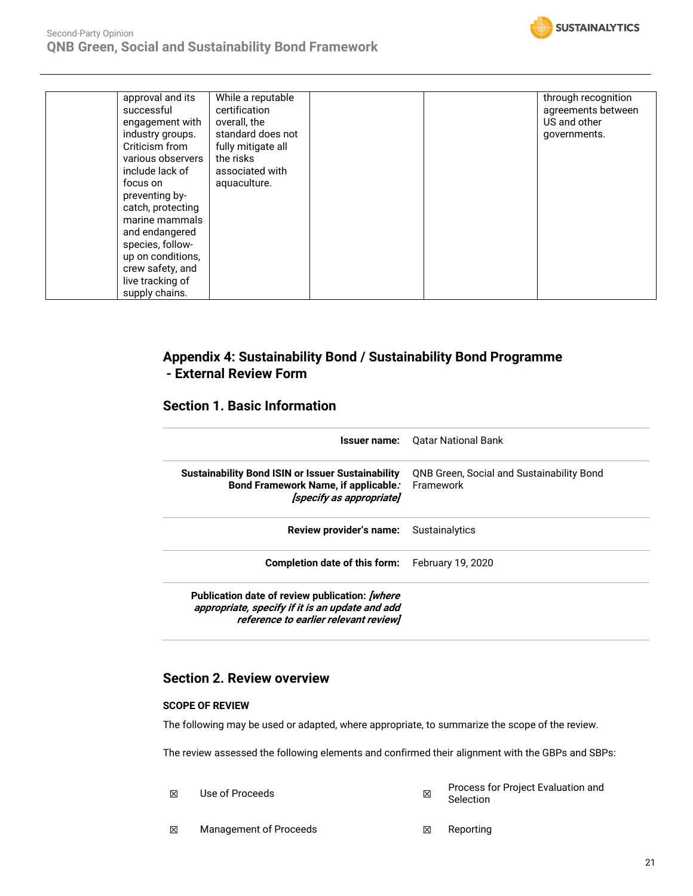|  |  |  |  |  |  |
|---|---|---|---|---|---|
|  | approval and its successful engagement with industry groups. Criticism from various observers include lack of focus on preventing by-catch, protecting marine mammals and endangered species, follow-up on conditions, crew safety, and live tracking of supply chains. | While a reputable certification overall, the standard does not fully mitigate all the risks associated with aquaculture. |  |  | through recognition agreements between US and other governments. |

## Appendix 4: Sustainability Bond / Sustainability Bond Programme - External Review Form

### Section 1. Basic Information

| | |
|---|---|
| **Issuer name:** | Qatar National Bank |
| **Sustainability Bond ISIN or Issuer Sustainability Bond Framework Name, if applicable*:* *[specify as appropriate]*** | QNB Green, Social and Sustainability Bond Framework |
| **Review provider's name:** | Sustainalytics |
| **Completion date of this form:** | February 19, 2020 |
| **Publication date of review publication:** ***[where appropriate, specify if it is an update and add reference to earlier relevant review]*** | |

### Section 2. Review overview

**SCOPE OF REVIEW**

The following may be used or adapted, where appropriate, to summarize the scope of the review.

The review assessed the following elements and confirmed their alignment with the GBPs and SBPs:

| | | | |
|---|---|---|---|
| ☒ | Use of Proceeds | ☒ | Process for Project Evaluation and Selection |
| ☒ | Management of Proceeds | ☒ | Reporting |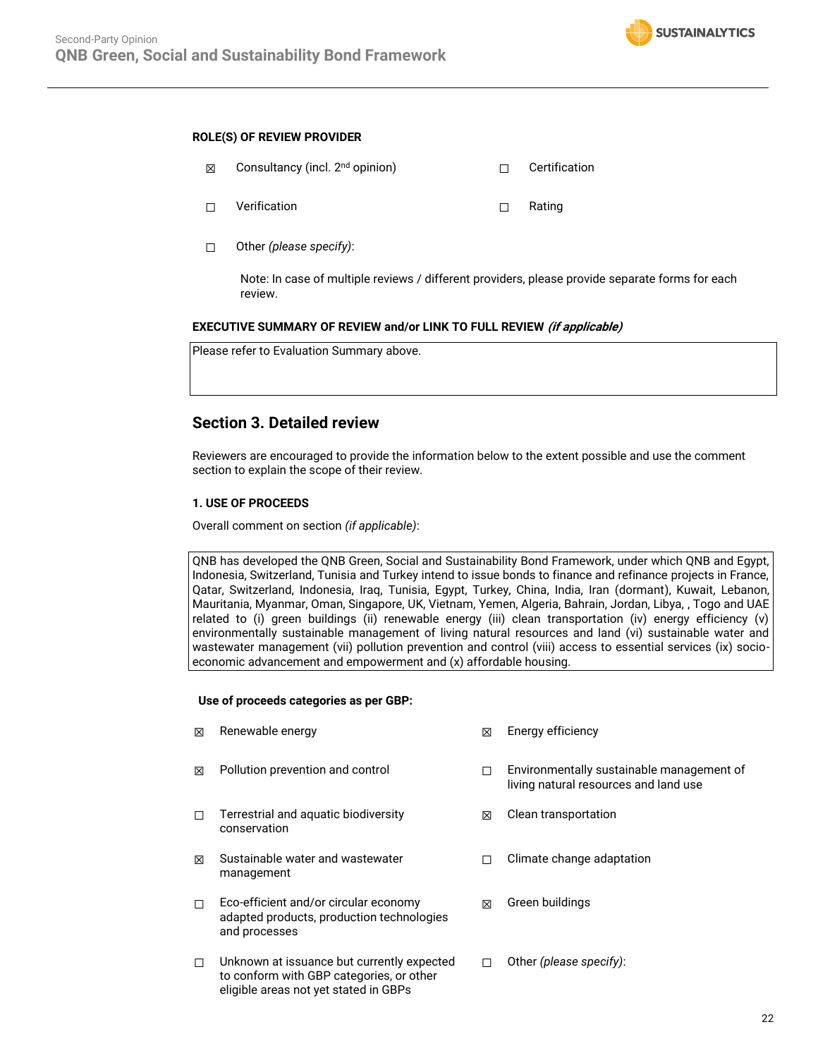**ROLE(S) OF REVIEW PROVIDER**

☒ Consultancy (incl. 2nd opinion)

☐ Certification

☐ Verification

☐ Rating

☐ Other *(please specify)*:

Note: In case of multiple reviews / different providers, please provide separate forms for each review.

**EXECUTIVE SUMMARY OF REVIEW and/or LINK TO FULL REVIEW** ***(if applicable)***

Please refer to Evaluation Summary above.

## Section 3. Detailed review

Reviewers are encouraged to provide the information below to the extent possible and use the comment section to explain the scope of their review.

**1. USE OF PROCEEDS**

Overall comment on section *(if applicable)*:

QNB has developed the QNB Green, Social and Sustainability Bond Framework, under which QNB and Egypt, Indonesia, Switzerland, Tunisia and Turkey intend to issue bonds to finance and refinance projects in France, Qatar, Switzerland, Indonesia, Iraq, Tunisia, Egypt, Turkey, China, India, Iran (dormant), Kuwait, Lebanon, Mauritania, Myanmar, Oman, Singapore, UK, Vietnam, Yemen, Algeria, Bahrain, Jordan, Libya, , Togo and UAE related to (i) green buildings (ii) renewable energy (iii) clean transportation (iv) energy efficiency (v) environmentally sustainable management of living natural resources and land (vi) sustainable water and wastewater management (vii) pollution prevention and control (viii) access to essential services (ix) socio-economic advancement and empowerment and (x) affordable housing.

**Use of proceeds categories as per GBP:**

☒ Renewable energy

☒ Energy efficiency

☒ Pollution prevention and control

☐ Environmentally sustainable management of living natural resources and land use

☐ Terrestrial and aquatic biodiversity conservation

☒ Clean transportation

☒ Sustainable water and wastewater management

☐ Climate change adaptation

☐ Eco-efficient and/or circular economy adapted products, production technologies and processes

☒ Green buildings

☐ Unknown at issuance but currently expected to conform with GBP categories, or other eligible areas not yet stated in GBPs

☐ Other *(please specify)*: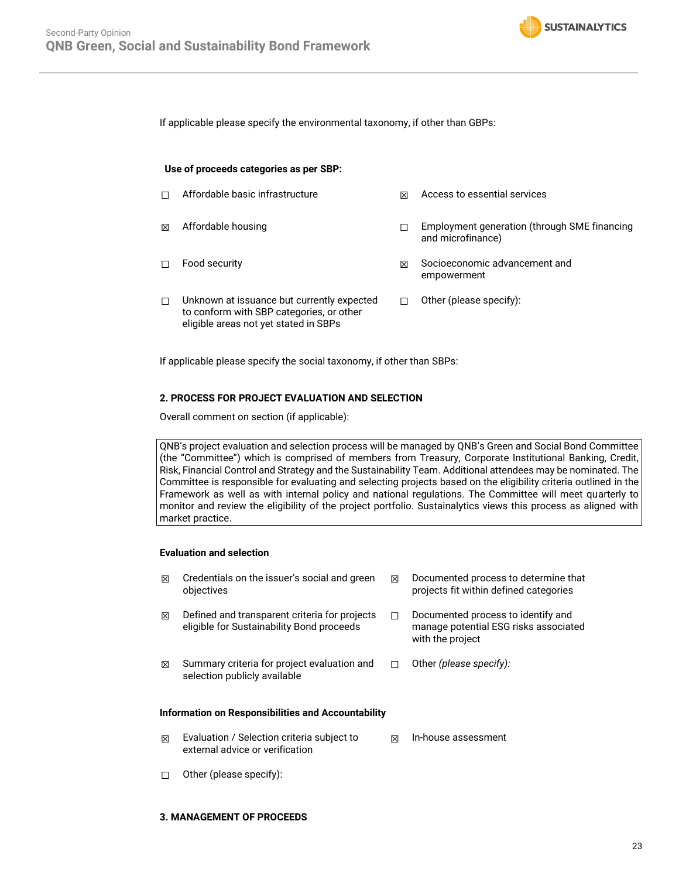If applicable please specify the environmental taxonomy, if other than GBPs:

**Use of proceeds categories as per SBP:**

☐ Affordable basic infrastructure

☒ Access to essential services

☒ Affordable housing

☐ Employment generation (through SME financing and microfinance)

☐ Food security

☒ Socioeconomic advancement and empowerment

☐ Unknown at issuance but currently expected to conform with SBP categories, or other eligible areas not yet stated in SBPs

☐ Other (please specify):

If applicable please specify the social taxonomy, if other than SBPs:

**2. PROCESS FOR PROJECT EVALUATION AND SELECTION**

Overall comment on section (if applicable):

| QNB's project evaluation and selection process will be managed by QNB's Green and Social Bond Committee (the "Committee") which is comprised of members from Treasury, Corporate Institutional Banking, Credit, Risk, Financial Control and Strategy and the Sustainability Team. Additional attendees may be nominated. The Committee is responsible for evaluating and selecting projects based on the eligibility criteria outlined in the Framework as well as with internal policy and national regulations. The Committee will meet quarterly to monitor and review the eligibility of the project portfolio. Sustainalytics views this process as aligned with market practice. |
|---|

**Evaluation and selection**

☒ Credentials on the issuer's social and green objectives

☒ Documented process to determine that projects fit within defined categories

☒ Defined and transparent criteria for projects eligible for Sustainability Bond proceeds

☐ Documented process to identify and manage potential ESG risks associated with the project

☒ Summary criteria for project evaluation and selection publicly available

☐ Other *(please specify):*

**Information on Responsibilities and Accountability**

☒ Evaluation / Selection criteria subject to external advice or verification

☒ In-house assessment

☐ Other (please specify):

**3. MANAGEMENT OF PROCEEDS**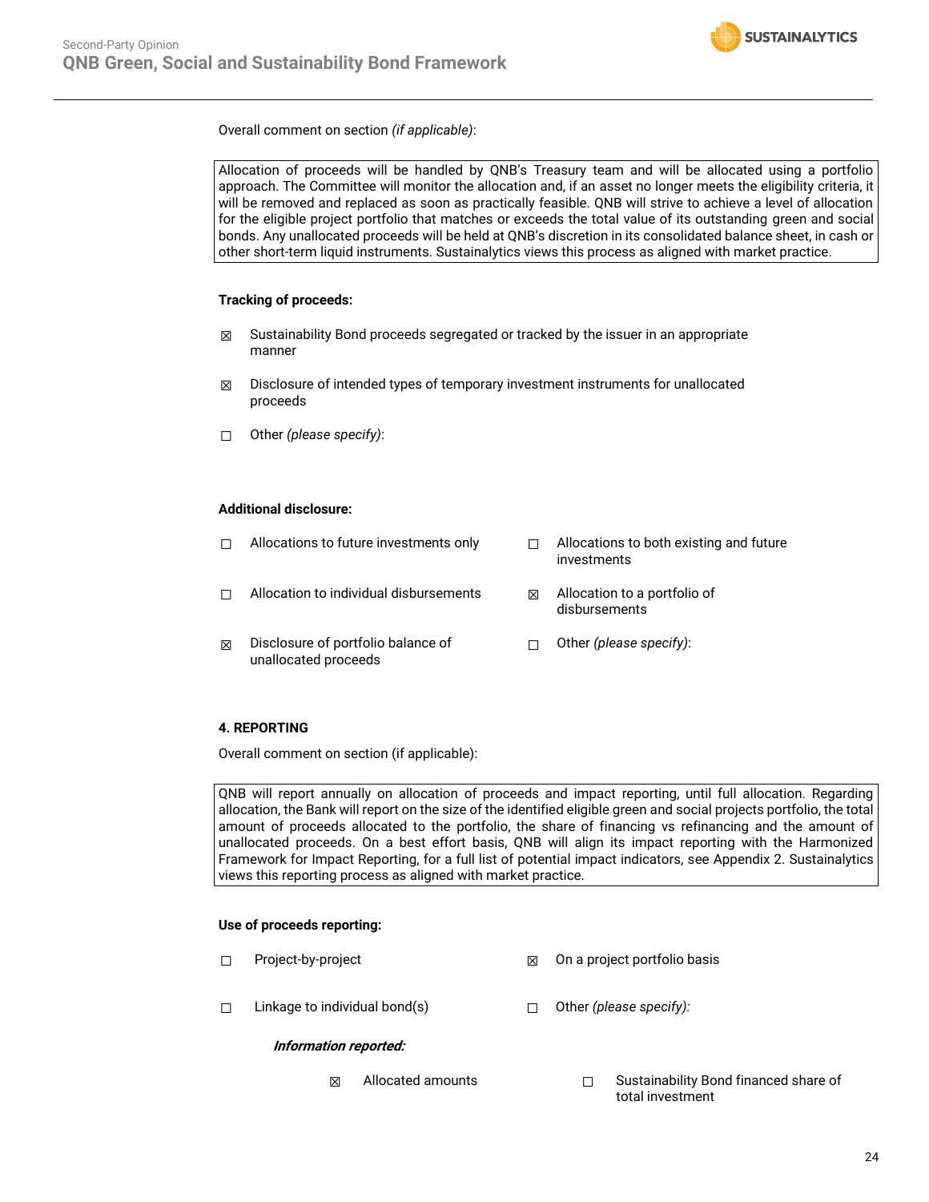Overall comment on section *(if applicable)*:

Allocation of proceeds will be handled by QNB's Treasury team and will be allocated using a portfolio approach. The Committee will monitor the allocation and, if an asset no longer meets the eligibility criteria, it will be removed and replaced as soon as practically feasible. QNB will strive to achieve a level of allocation for the eligible project portfolio that matches or exceeds the total value of its outstanding green and social bonds. Any unallocated proceeds will be held at QNB's discretion in its consolidated balance sheet, in cash or other short-term liquid instruments. Sustainalytics views this process as aligned with market practice.

**Tracking of proceeds:**

☒ Sustainability Bond proceeds segregated or tracked by the issuer in an appropriate manner

☒ Disclosure of intended types of temporary investment instruments for unallocated proceeds

☐ Other *(please specify)*:

**Additional disclosure:**

☐ Allocations to future investments only

☐ Allocations to both existing and future investments

☐ Allocation to individual disbursements

☒ Allocation to a portfolio of disbursements

☒ Disclosure of portfolio balance of unallocated proceeds

☐ Other *(please specify)*:

**4. REPORTING**

Overall comment on section (if applicable):

QNB will report annually on allocation of proceeds and impact reporting, until full allocation. Regarding allocation, the Bank will report on the size of the identified eligible green and social projects portfolio, the total amount of proceeds allocated to the portfolio, the share of financing vs refinancing and the amount of unallocated proceeds. On a best effort basis, QNB will align its impact reporting with the Harmonized Framework for Impact Reporting, for a full list of potential impact indicators, see Appendix 2. Sustainalytics views this reporting process as aligned with market practice.

**Use of proceeds reporting:**

☐ Project-by-project

☒ On a project portfolio basis

☐ Linkage to individual bond(s)

☐ Other *(please specify)*:

***Information reported:***

☒ Allocated amounts

☐ Sustainability Bond financed share of total investment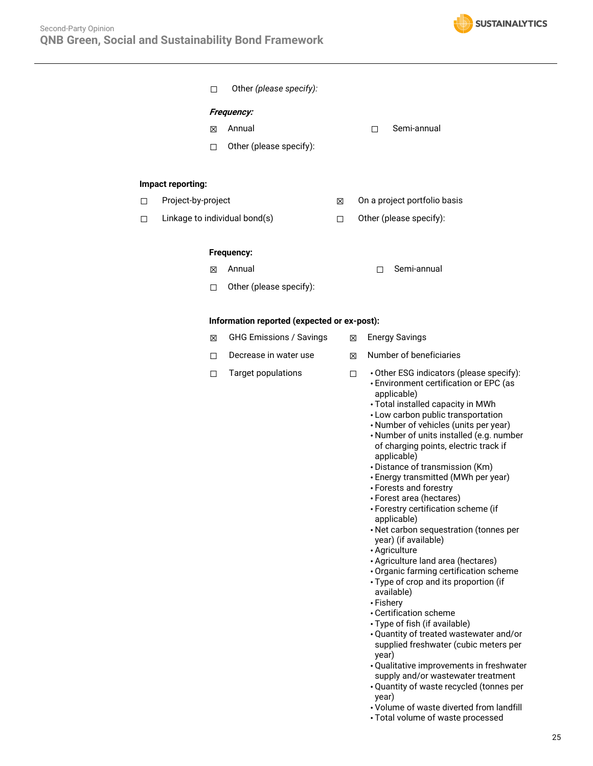☐ Other *(please specify)*:

***Frequency:***

☒ Annual

☐ Semi-annual

☐ Other (please specify):

**Impact reporting:**

☐ Project-by-project

☒ On a project portfolio basis

☐ Linkage to individual bond(s)

☐ Other (please specify):

**Frequency:**

☒ Annual

☐ Semi-annual

☐ Other (please specify):

**Information reported (expected or ex-post):**

☒ GHG Emissions / Savings

☒ Energy Savings

☐ Decrease in water use

☒ Number of beneficiaries

☐ Target populations

☐ 
- Other ESG indicators (please specify):
- Environment certification or EPC (as applicable)
- Total installed capacity in MWh
- Low carbon public transportation
- Number of vehicles (units per year)
- Number of units installed (e.g. number of charging points, electric track if applicable)
- Distance of transmission (Km)
- Energy transmitted (MWh per year)
- Forests and forestry
- Forest area (hectares)
- Forestry certification scheme (if applicable)
- Net carbon sequestration (tonnes per year) (if available)
- Agriculture
- Agriculture land area (hectares)
- Organic farming certification scheme
- Type of crop and its proportion (if available)
- Fishery
- Certification scheme
- Type of fish (if available)
- Quantity of treated wastewater and/or supplied freshwater (cubic meters per year)
- Qualitative improvements in freshwater supply and/or wastewater treatment
- Quantity of waste recycled (tonnes per year)
- Volume of waste diverted from landfill
- Total volume of waste processed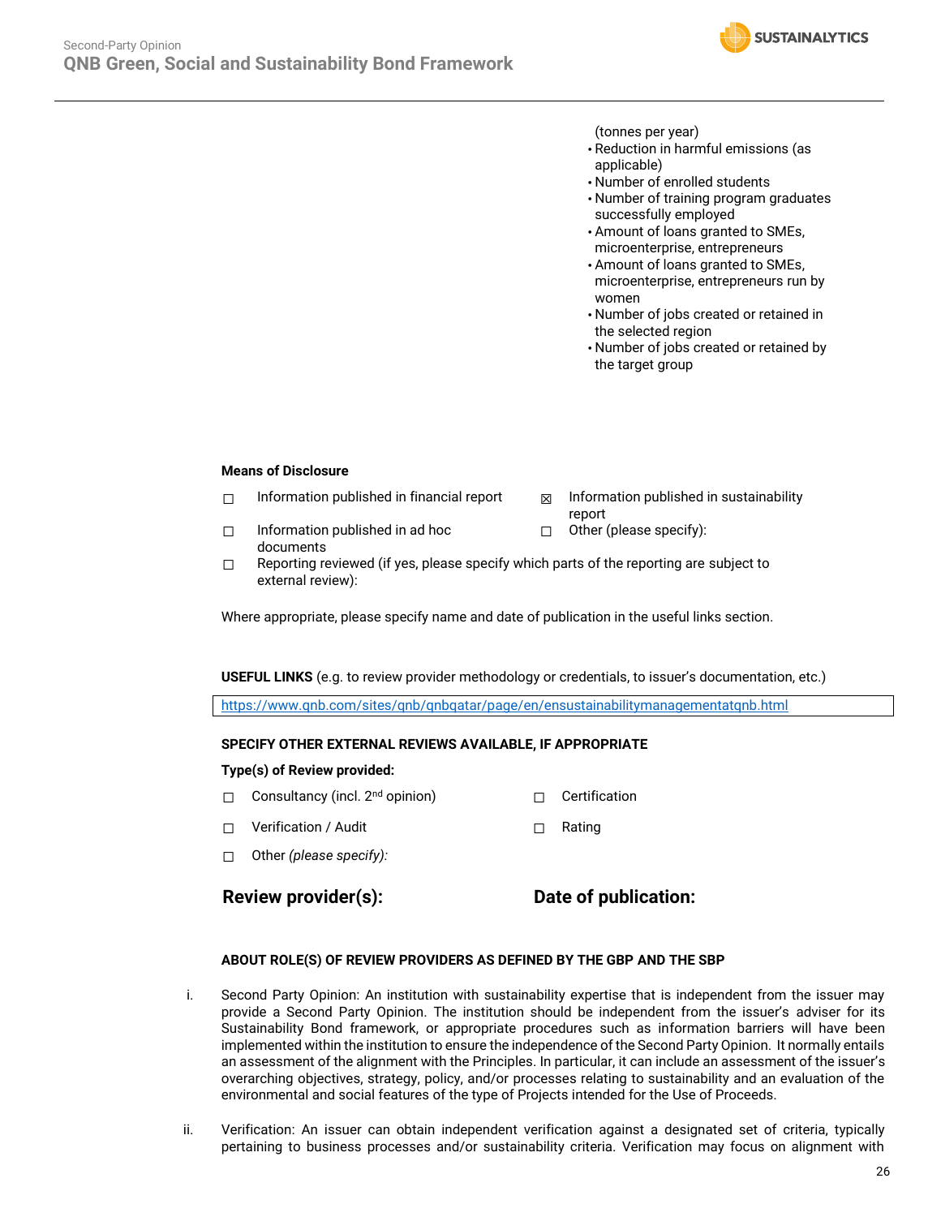(tonnes per year)
- Reduction in harmful emissions (as applicable)
- Number of enrolled students
- Number of training program graduates successfully employed
- Amount of loans granted to SMEs, microenterprise, entrepreneurs
- Amount of loans granted to SMEs, microenterprise, entrepreneurs run by women
- Number of jobs created or retained in the selected region
- Number of jobs created or retained by the target group

**Means of Disclosure**

☐ Information published in financial report

☒ Information published in sustainability report

☐ Information published in ad hoc documents

☐ Other (please specify):

☐ Reporting reviewed (if yes, please specify which parts of the reporting are subject to external review):

Where appropriate, please specify name and date of publication in the useful links section.

**USEFUL LINKS** (e.g. to review provider methodology or credentials, to issuer's documentation, etc.)

https://www.qnb.com/sites/qnb/qnbqatar/page/en/ensustainabilitymanagementatqnb.html

**SPECIFY OTHER EXTERNAL REVIEWS AVAILABLE, IF APPROPRIATE**

**Type(s) of Review provided:**

☐ Consultancy (incl. 2nd opinion)

☐ Certification

☐ Verification / Audit

☐ Rating

☐ Other *(please specify):*

**Review provider(s):**

**Date of publication:**

**ABOUT ROLE(S) OF REVIEW PROVIDERS AS DEFINED BY THE GBP AND THE SBP**

i. Second Party Opinion: An institution with sustainability expertise that is independent from the issuer may provide a Second Party Opinion. The institution should be independent from the issuer's adviser for its Sustainability Bond framework, or appropriate procedures such as information barriers will have been implemented within the institution to ensure the independence of the Second Party Opinion. It normally entails an assessment of the alignment with the Principles. In particular, it can include an assessment of the issuer's overarching objectives, strategy, policy, and/or processes relating to sustainability and an evaluation of the environmental and social features of the type of Projects intended for the Use of Proceeds.

ii. Verification: An issuer can obtain independent verification against a designated set of criteria, typically pertaining to business processes and/or sustainability criteria. Verification may focus on alignment with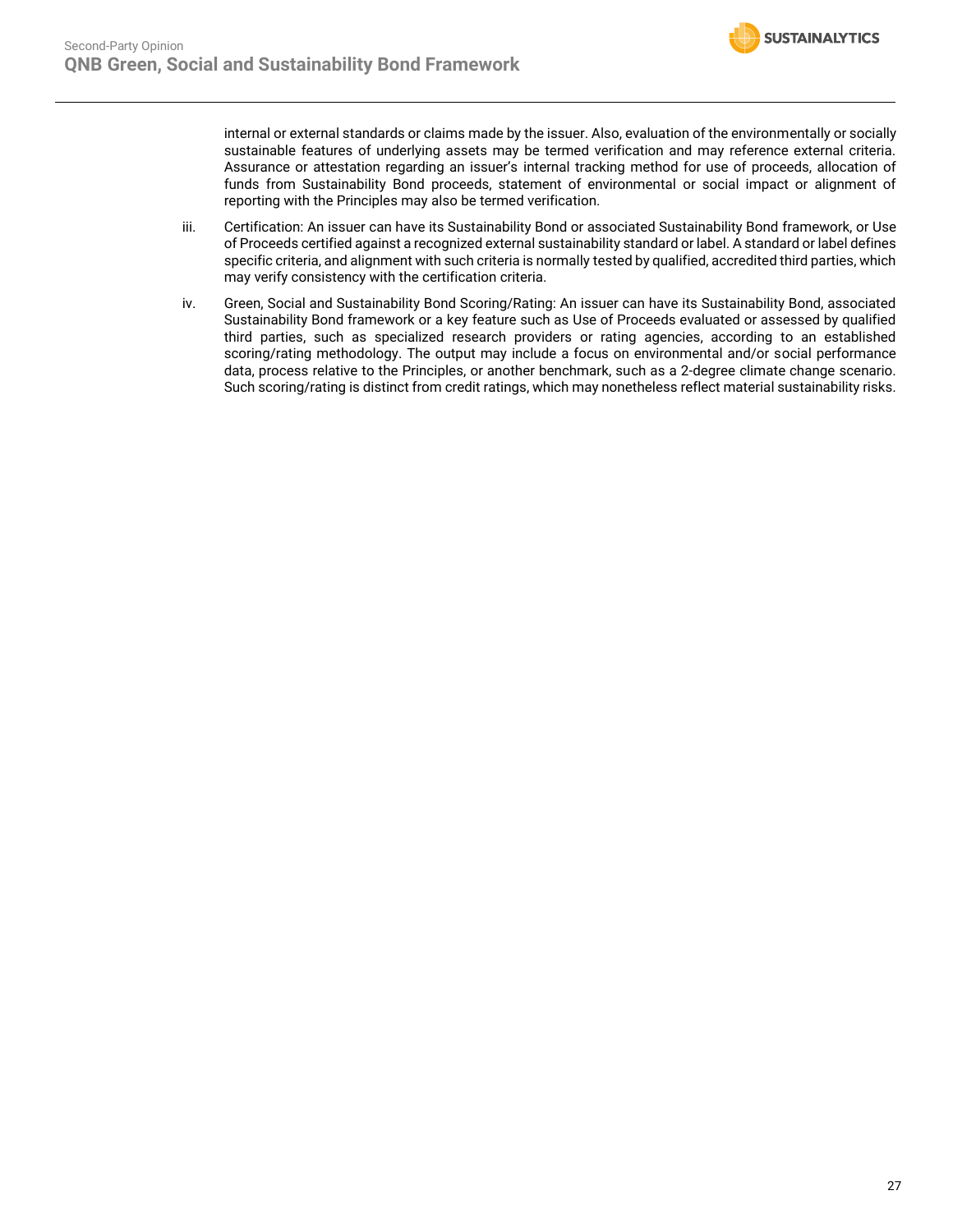internal or external standards or claims made by the issuer. Also, evaluation of the environmentally or socially sustainable features of underlying assets may be termed verification and may reference external criteria. Assurance or attestation regarding an issuer's internal tracking method for use of proceeds, allocation of funds from Sustainability Bond proceeds, statement of environmental or social impact or alignment of reporting with the Principles may also be termed verification.

iii. Certification: An issuer can have its Sustainability Bond or associated Sustainability Bond framework, or Use of Proceeds certified against a recognized external sustainability standard or label. A standard or label defines specific criteria, and alignment with such criteria is normally tested by qualified, accredited third parties, which may verify consistency with the certification criteria.

iv. Green, Social and Sustainability Bond Scoring/Rating: An issuer can have its Sustainability Bond, associated Sustainability Bond framework or a key feature such as Use of Proceeds evaluated or assessed by qualified third parties, such as specialized research providers or rating agencies, according to an established scoring/rating methodology. The output may include a focus on environmental and/or social performance data, process relative to the Principles, or another benchmark, such as a 2-degree climate change scenario. Such scoring/rating is distinct from credit ratings, which may nonetheless reflect material sustainability risks.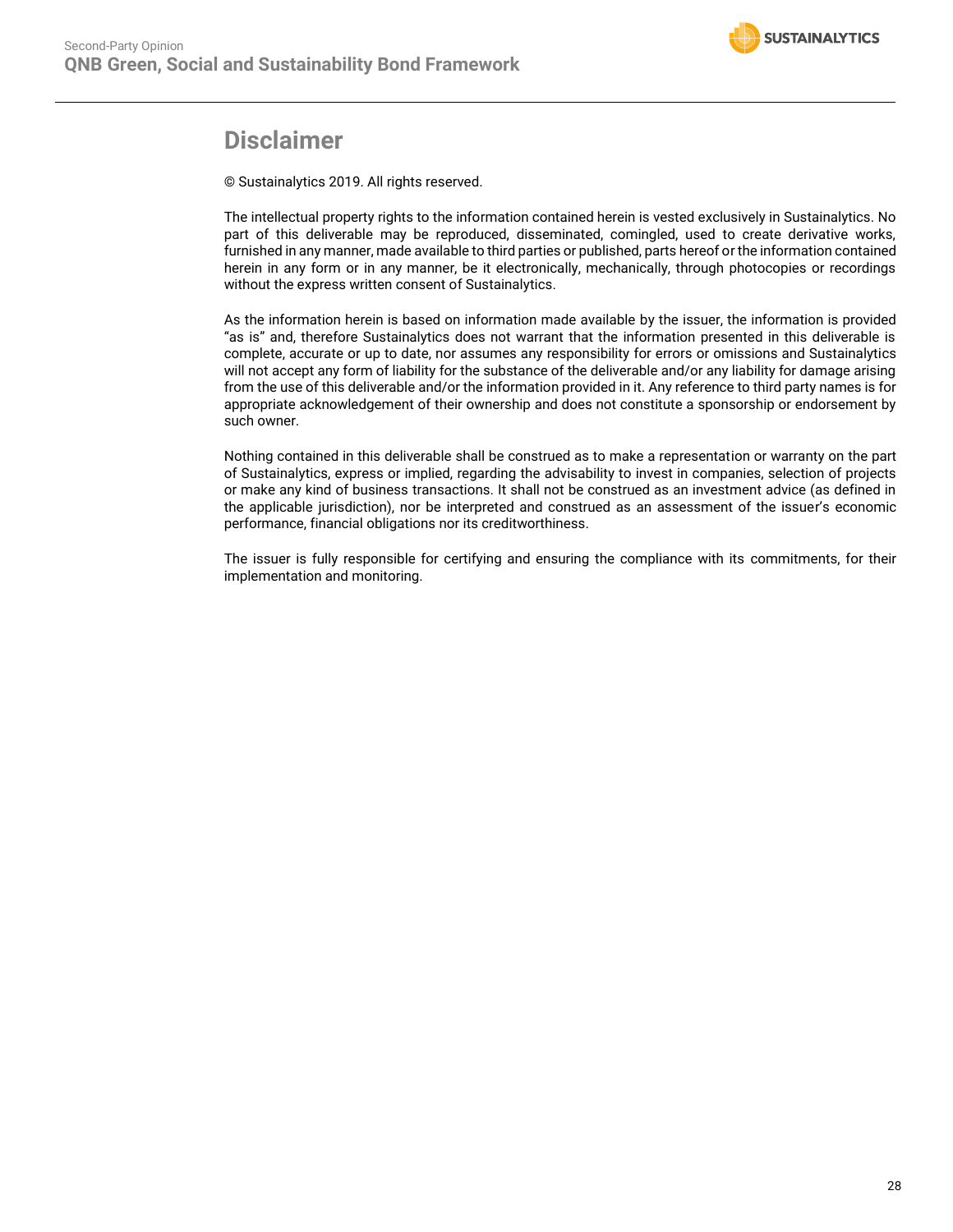# Disclaimer

© Sustainalytics 2019. All rights reserved.

The intellectual property rights to the information contained herein is vested exclusively in Sustainalytics. No part of this deliverable may be reproduced, disseminated, comingled, used to create derivative works, furnished in any manner, made available to third parties or published, parts hereof or the information contained herein in any form or in any manner, be it electronically, mechanically, through photocopies or recordings without the express written consent of Sustainalytics.

As the information herein is based on information made available by the issuer, the information is provided "as is" and, therefore Sustainalytics does not warrant that the information presented in this deliverable is complete, accurate or up to date, nor assumes any responsibility for errors or omissions and Sustainalytics will not accept any form of liability for the substance of the deliverable and/or any liability for damage arising from the use of this deliverable and/or the information provided in it. Any reference to third party names is for appropriate acknowledgement of their ownership and does not constitute a sponsorship or endorsement by such owner.

Nothing contained in this deliverable shall be construed as to make a representation or warranty on the part of Sustainalytics, express or implied, regarding the advisability to invest in companies, selection of projects or make any kind of business transactions. It shall not be construed as an investment advice (as defined in the applicable jurisdiction), nor be interpreted and construed as an assessment of the issuer's economic performance, financial obligations nor its creditworthiness.

The issuer is fully responsible for certifying and ensuring the compliance with its commitments, for their implementation and monitoring.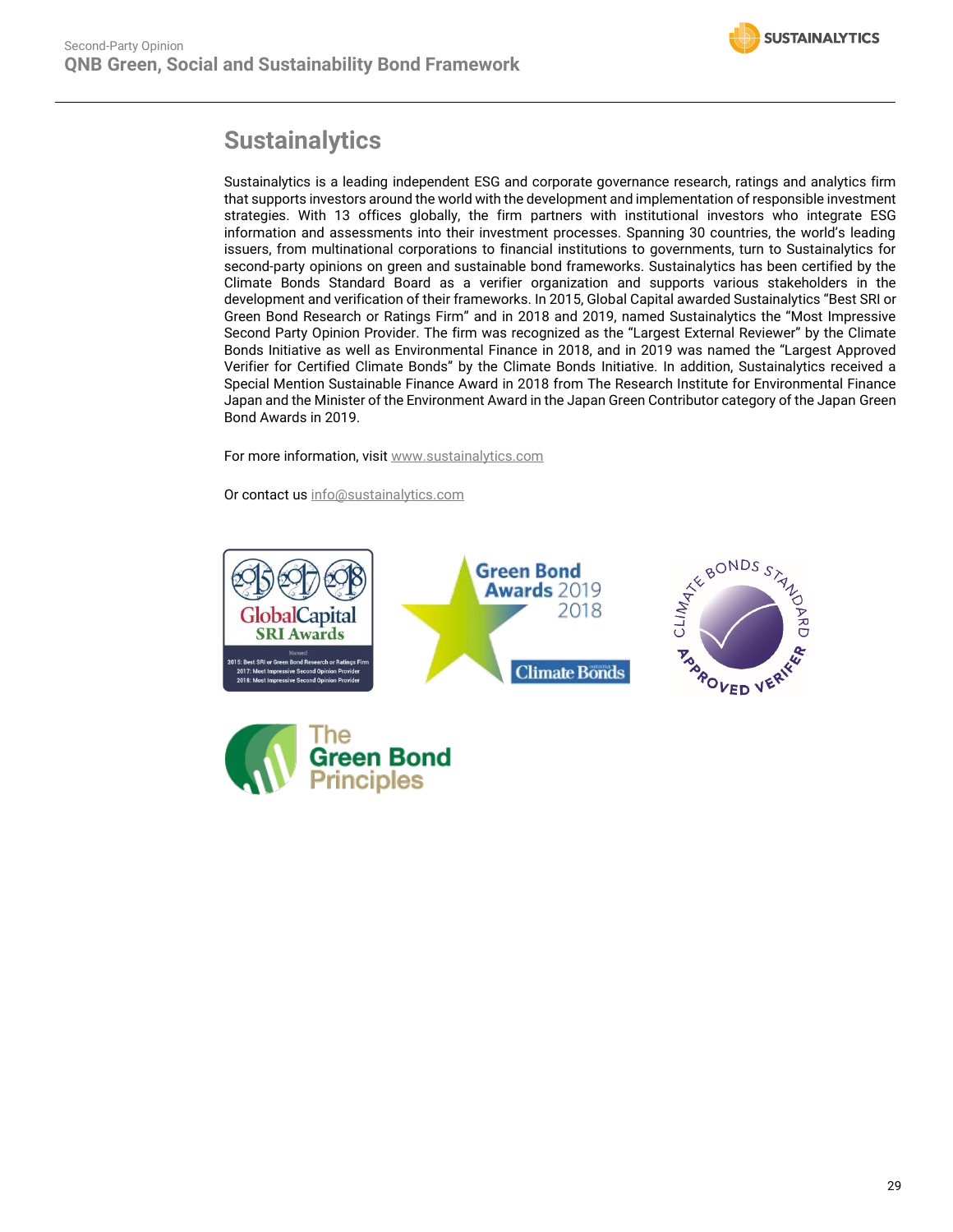## Sustainalytics

Sustainalytics is a leading independent ESG and corporate governance research, ratings and analytics firm that supports investors around the world with the development and implementation of responsible investment strategies. With 13 offices globally, the firm partners with institutional investors who integrate ESG information and assessments into their investment processes. Spanning 30 countries, the world's leading issuers, from multinational corporations to financial institutions to governments, turn to Sustainalytics for second-party opinions on green and sustainable bond frameworks. Sustainalytics has been certified by the Climate Bonds Standard Board as a verifier organization and supports various stakeholders in the development and verification of their frameworks. In 2015, Global Capital awarded Sustainalytics "Best SRI or Green Bond Research or Ratings Firm" and in 2018 and 2019, named Sustainalytics the "Most Impressive Second Party Opinion Provider. The firm was recognized as the "Largest External Reviewer" by the Climate Bonds Initiative as well as Environmental Finance in 2018, and in 2019 was named the "Largest Approved Verifier for Certified Climate Bonds" by the Climate Bonds Initiative. In addition, Sustainalytics received a Special Mention Sustainable Finance Award in 2018 from The Research Institute for Environmental Finance Japan and the Minister of the Environment Award in the Japan Green Contributor category of the Japan Green Bond Awards in 2019.

For more information, visit www.sustainalytics.com

Or contact us info@sustainalytics.com